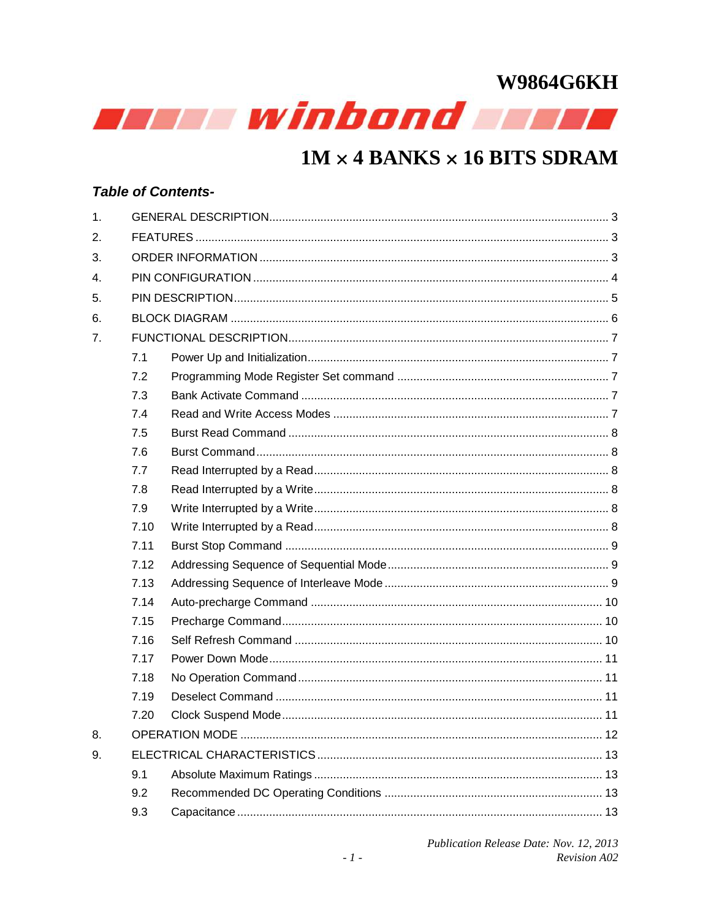# W9864G6KH

**winbond**

## 1M × 4 BANKS × 16 BITS SDRAM

### *Table of Contents-*

1. GENERAL DESCRIPTION ........ 3
2. FEATURES ........ 3
3. ORDER INFORMATION ........ 3
4. PIN CONFIGURATION ........ 4
5. PIN DESCRIPTION ........ 5
6. BLOCK DIAGRAM ........ 6
7. FUNCTIONAL DESCRIPTION ........ 7
   - 7.1 Power Up and Initialization ........ 7
   - 7.2 Programming Mode Register Set command ........ 7
   - 7.3 Bank Activate Command ........ 7
   - 7.4 Read and Write Access Modes ........ 7
   - 7.5 Burst Read Command ........ 8
   - 7.6 Burst Command ........ 8
   - 7.7 Read Interrupted by a Read ........ 8
   - 7.8 Read Interrupted by a Write ........ 8
   - 7.9 Write Interrupted by a Write ........ 8
   - 7.10 Write Interrupted by a Read ........ 8
   - 7.11 Burst Stop Command ........ 9
   - 7.12 Addressing Sequence of Sequential Mode ........ 9
   - 7.13 Addressing Sequence of Interleave Mode ........ 9
   - 7.14 Auto-precharge Command ........ 10
   - 7.15 Precharge Command ........ 10
   - 7.16 Self Refresh Command ........ 10
   - 7.17 Power Down Mode ........ 11
   - 7.18 No Operation Command ........ 11
   - 7.19 Deselect Command ........ 11
   - 7.20 Clock Suspend Mode ........ 11
8. OPERATION MODE ........ 12
9. ELECTRICAL CHARACTERISTICS ........ 13
   - 9.1 Absolute Maximum Ratings ........ 13
   - 9.2 Recommended DC Operating Conditions ........ 13
   - 9.3 Capacitance ........ 13

*Publication Release Date: Nov. 12, 2013*
*Revision A02*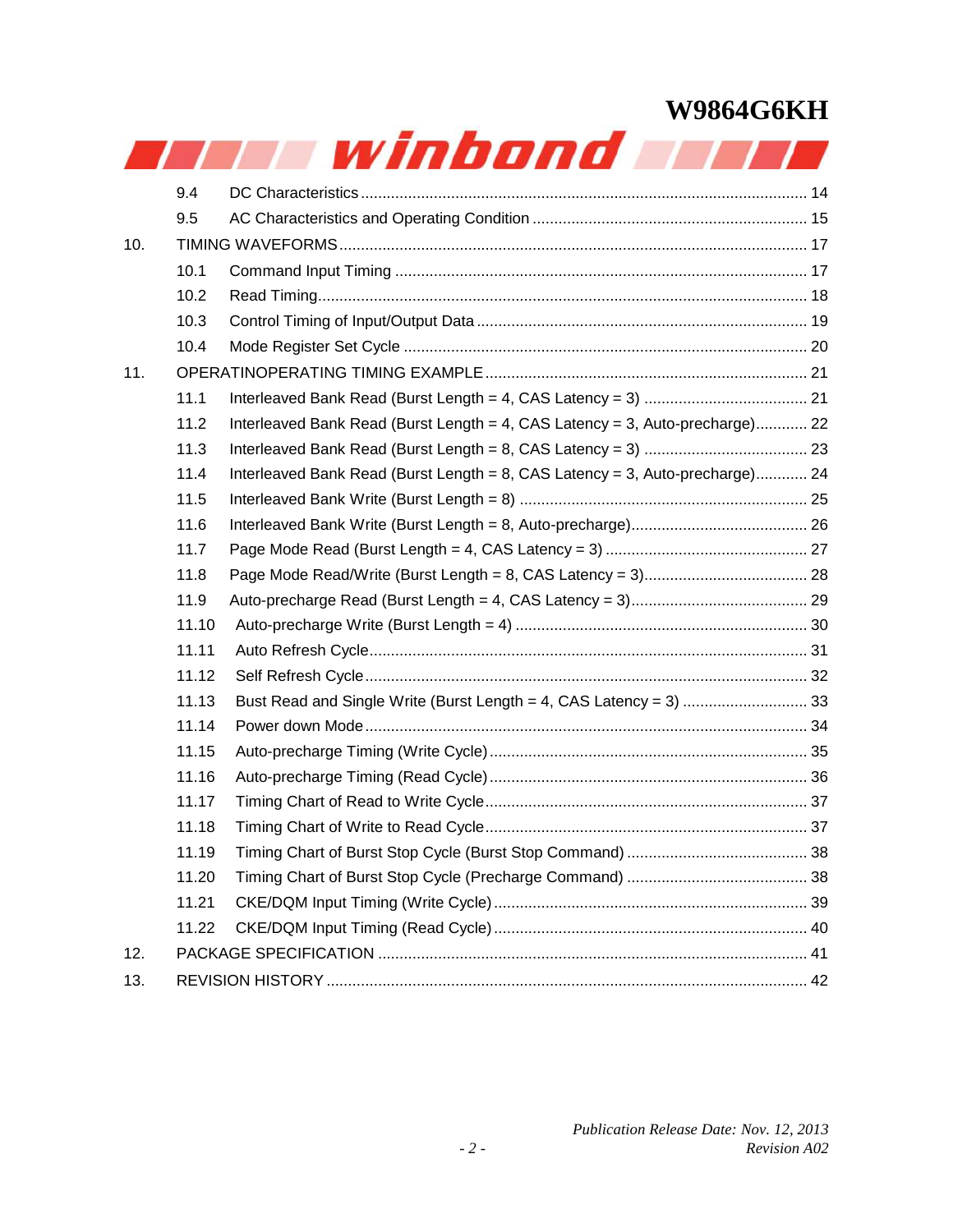- 9.4 DC Characteristics ........ 14
- 9.5 AC Characteristics and Operating Condition ........ 15

10. TIMING WAVEFORMS ........ 17
    - 10.1 Command Input Timing ........ 17
    - 10.2 Read Timing ........ 18
    - 10.3 Control Timing of Input/Output Data ........ 19
    - 10.4 Mode Register Set Cycle ........ 20
11. OPERATINOPERATING TIMING EXAMPLE ........ 21
    - 11.1 Interleaved Bank Read (Burst Length = 4, CAS Latency = 3) ........ 21
    - 11.2 Interleaved Bank Read (Burst Length = 4, CAS Latency = 3, Auto-precharge) ........ 22
    - 11.3 Interleaved Bank Read (Burst Length = 8, CAS Latency = 3) ........ 23
    - 11.4 Interleaved Bank Read (Burst Length = 8, CAS Latency = 3, Auto-precharge) ........ 24
    - 11.5 Interleaved Bank Write (Burst Length = 8) ........ 25
    - 11.6 Interleaved Bank Write (Burst Length = 8, Auto-precharge) ........ 26
    - 11.7 Page Mode Read (Burst Length = 4, CAS Latency = 3) ........ 27
    - 11.8 Page Mode Read/Write (Burst Length = 8, CAS Latency = 3) ........ 28
    - 11.9 Auto-precharge Read (Burst Length = 4, CAS Latency = 3) ........ 29
    - 11.10 Auto-precharge Write (Burst Length = 4) ........ 30
    - 11.11 Auto Refresh Cycle ........ 31
    - 11.12 Self Refresh Cycle ........ 32
    - 11.13 Bust Read and Single Write (Burst Length = 4, CAS Latency = 3) ........ 33
    - 11.14 Power down Mode ........ 34
    - 11.15 Auto-precharge Timing (Write Cycle) ........ 35
    - 11.16 Auto-precharge Timing (Read Cycle) ........ 36
    - 11.17 Timing Chart of Read to Write Cycle ........ 37
    - 11.18 Timing Chart of Write to Read Cycle ........ 37
    - 11.19 Timing Chart of Burst Stop Cycle (Burst Stop Command) ........ 38
    - 11.20 Timing Chart of Burst Stop Cycle (Precharge Command) ........ 38
    - 11.21 CKE/DQM Input Timing (Write Cycle) ........ 39
    - 11.22 CKE/DQM Input Timing (Read Cycle) ........ 40
12. PACKAGE SPECIFICATION ........ 41
13. REVISION HISTORY ........ 42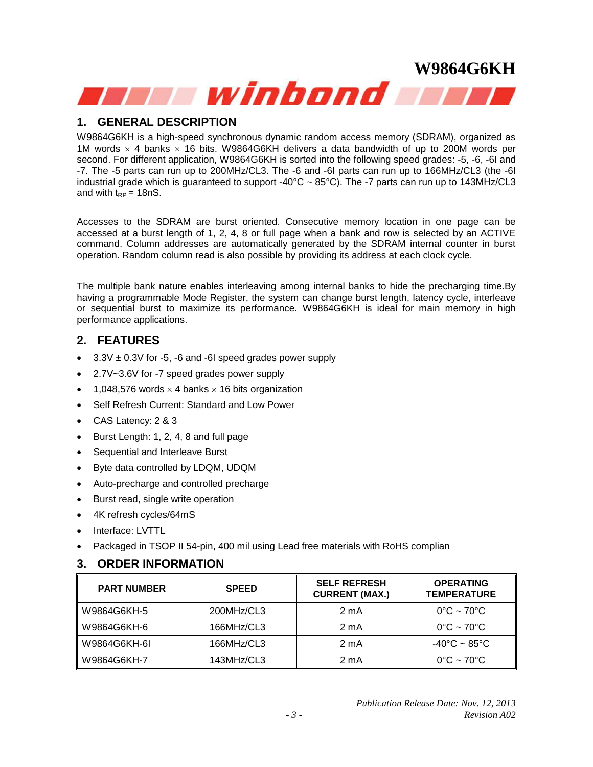## 1. GENERAL DESCRIPTION

W9864G6KH is a high-speed synchronous dynamic random access memory (SDRAM), organized as 1M words × 4 banks × 16 bits. W9864G6KH delivers a data bandwidth of up to 200M words per second. For different application, W9864G6KH is sorted into the following speed grades: -5, -6, -6I and -7. The -5 parts can run up to 200MHz/CL3. The -6 and -6I parts can run up to 166MHz/CL3 (the -6I industrial grade which is guaranteed to support -40°C ~ 85°C). The -7 parts can run up to 143MHz/CL3 and with $t_{RP}$ = 18nS.

Accesses to the SDRAM are burst oriented. Consecutive memory location in one page can be accessed at a burst length of 1, 2, 4, 8 or full page when a bank and row is selected by an ACTIVE command. Column addresses are automatically generated by the SDRAM internal counter in burst operation. Random column read is also possible by providing its address at each clock cycle.

The multiple bank nature enables interleaving among internal banks to hide the precharging time.By having a programmable Mode Register, the system can change burst length, latency cycle, interleave or sequential burst to maximize its performance. W9864G6KH is ideal for main memory in high performance applications.

## 2. FEATURES

- 3.3V ± 0.3V for -5, -6 and -6I speed grades power supply
- 2.7V~3.6V for -7 speed grades power supply
- 1,048,576 words × 4 banks × 16 bits organization
- Self Refresh Current: Standard and Low Power
- CAS Latency: 2 & 3
- Burst Length: 1, 2, 4, 8 and full page
- Sequential and Interleave Burst
- Byte data controlled by LDQM, UDQM
- Auto-precharge and controlled precharge
- Burst read, single write operation
- 4K refresh cycles/64mS
- Interface: LVTTL
- Packaged in TSOP II 54-pin, 400 mil using Lead free materials with RoHS complian

## 3. ORDER INFORMATION

| PART NUMBER | SPEED | SELF REFRESH CURRENT (MAX.) | OPERATING TEMPERATURE |
|---|---|---|---|
| W9864G6KH-5 | 200MHz/CL3 | 2 mA | 0°C ~ 70°C |
| W9864G6KH-6 | 166MHz/CL3 | 2 mA | 0°C ~ 70°C |
| W9864G6KH-6I | 166MHz/CL3 | 2 mA | -40°C ~ 85°C |
| W9864G6KH-7 | 143MHz/CL3 | 2 mA | 0°C ~ 70°C |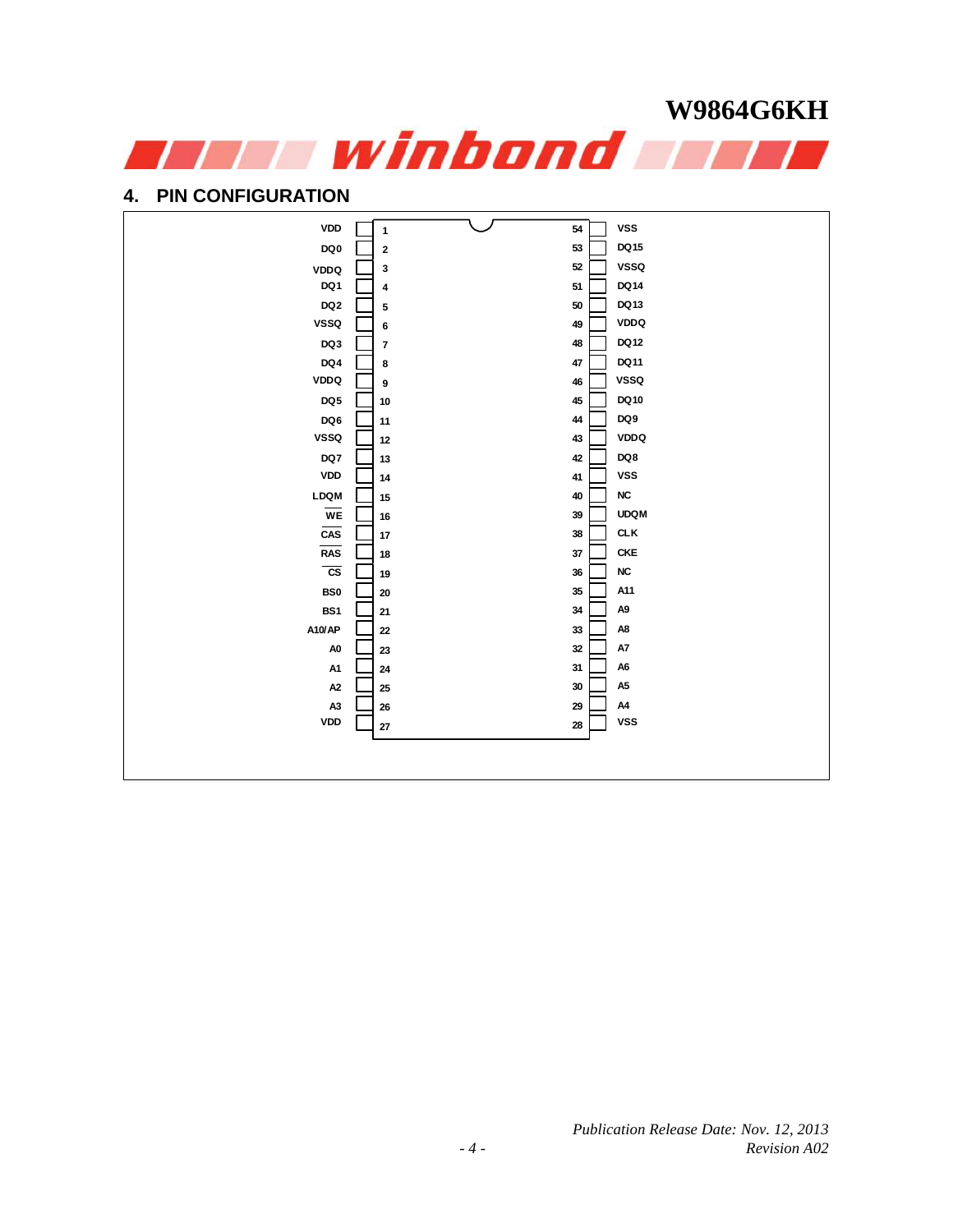## 4. PIN CONFIGURATION

| Signal | Pin | Pin | Signal |
|---|---|---|---|
| VDD | 1 | 54 | VSS |
| DQ0 | 2 | 53 | DQ15 |
| VDDQ | 3 | 52 | VSSQ |
| DQ1 | 4 | 51 | DQ14 |
| DQ2 | 5 | 50 | DQ13 |
| VSSQ | 6 | 49 | VDDQ |
| DQ3 | 7 | 48 | DQ12 |
| DQ4 | 8 | 47 | DQ11 |
| VDDQ | 9 | 46 | VSSQ |
| DQ5 | 10 | 45 | DQ10 |
| DQ6 | 11 | 44 | DQ9 |
| VSSQ | 12 | 43 | VDDQ |
| DQ7 | 13 | 42 | DQ8 |
| VDD | 14 | 41 | VSS |
| LDQM | 15 | 40 | NC |
| $\overline{WE}$ | 16 | 39 | UDQM |
| $\overline{CAS}$ | 17 | 38 | CLK |
| $\overline{RAS}$ | 18 | 37 | CKE |
| $\overline{CS}$ | 19 | 36 | NC |
| BS0 | 20 | 35 | A11 |
| BS1 | 21 | 34 | A9 |
| A10/AP | 22 | 33 | A8 |
| A0 | 23 | 32 | A7 |
| A1 | 24 | 31 | A6 |
| A2 | 25 | 30 | A5 |
| A3 | 26 | 29 | A4 |
| VDD | 27 | 28 | VSS |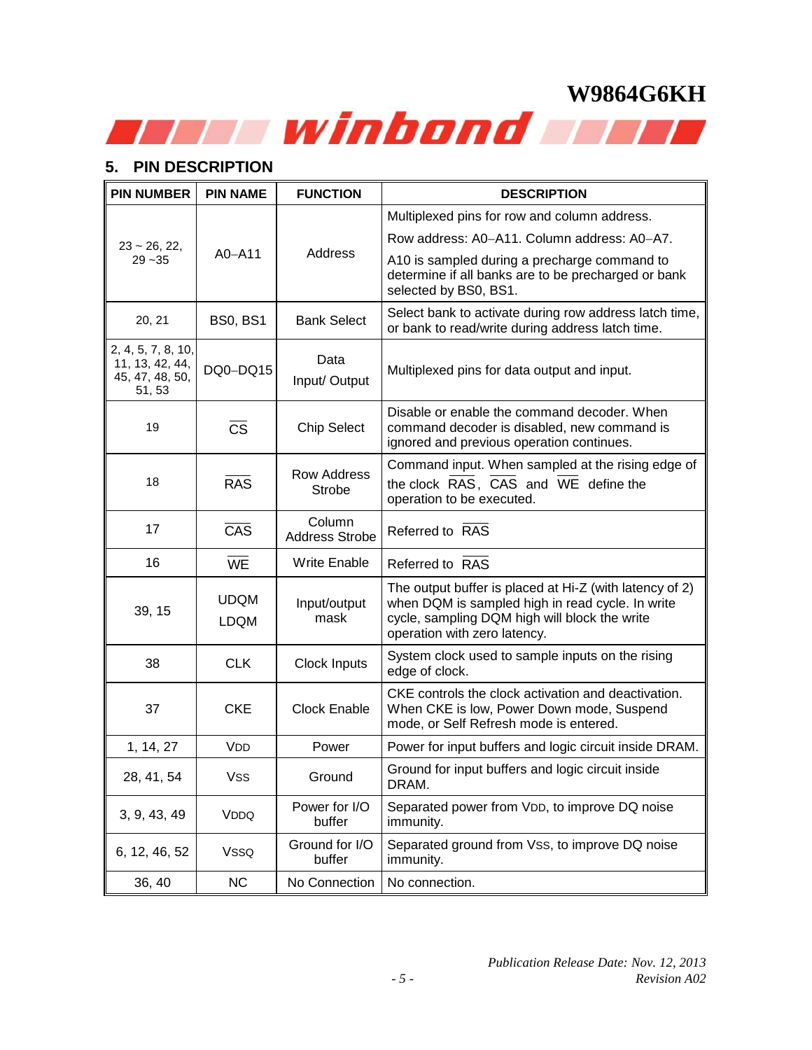## 5. PIN DESCRIPTION

| PIN NUMBER | PIN NAME | FUNCTION | DESCRIPTION |
|---|---|---|---|
| 23 ~ 26, 22, 29 ~35 | A0−A11 | Address | Multiplexed pins for row and column address.<br>Row address: A0−A11. Column address: A0−A7.<br>A10 is sampled during a precharge command to determine if all banks are to be precharged or bank selected by BS0, BS1. |
| 20, 21 | BS0, BS1 | Bank Select | Select bank to activate during row address latch time, or bank to read/write during address latch time. |
| 2, 4, 5, 7, 8, 10, 11, 13, 42, 44, 45, 47, 48, 50, 51, 53 | DQ0−DQ15 | Data Input/ Output | Multiplexed pins for data output and input. |
| 19 | $\overline{CS}$ | Chip Select | Disable or enable the command decoder. When command decoder is disabled, new command is ignored and previous operation continues. |
| 18 | $\overline{RAS}$ | Row Address Strobe | Command input. When sampled at the rising edge of the clock $\overline{RAS}$, $\overline{CAS}$ and $\overline{WE}$ define the operation to be executed. |
| 17 | $\overline{CAS}$ | Column Address Strobe | Referred to $\overline{RAS}$ |
| 16 | $\overline{WE}$ | Write Enable | Referred to $\overline{RAS}$ |
| 39, 15 | UDQM<br>LDQM | Input/output mask | The output buffer is placed at Hi-Z (with latency of 2) when DQM is sampled high in read cycle. In write cycle, sampling DQM high will block the write operation with zero latency. |
| 38 | CLK | Clock Inputs | System clock used to sample inputs on the rising edge of clock. |
| 37 | CKE | Clock Enable | CKE controls the clock activation and deactivation. When CKE is low, Power Down mode, Suspend mode, or Self Refresh mode is entered. |
| 1, 14, 27 | VDD | Power | Power for input buffers and logic circuit inside DRAM. |
| 28, 41, 54 | VSS | Ground | Ground for input buffers and logic circuit inside DRAM. |
| 3, 9, 43, 49 | VDDQ | Power for I/O buffer | Separated power from VDD, to improve DQ noise immunity. |
| 6, 12, 46, 52 | VSSQ | Ground for I/O buffer | Separated ground from VSS, to improve DQ noise immunity. |
| 36, 40 | NC | No Connection | No connection. |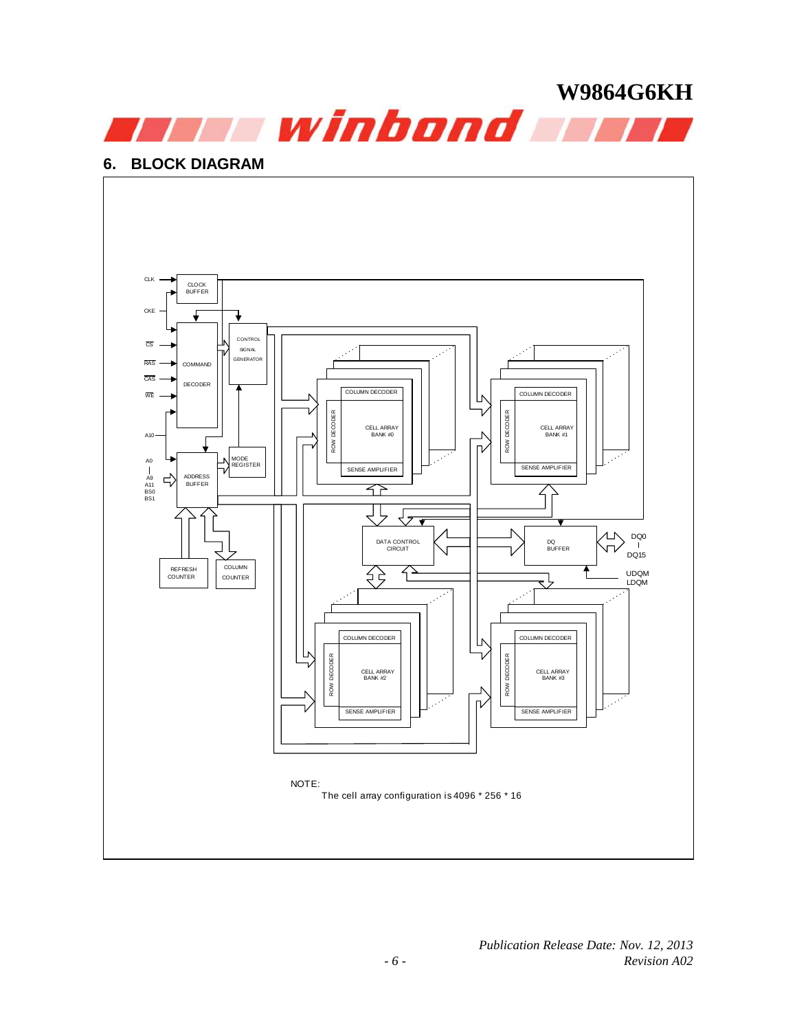## 6. BLOCK DIAGRAM

CLK

CKE

$\overline{CS}$

$\overline{RAS}$

$\overline{CAS}$

$\overline{WE}$

A10

A0 – A9, A11, BS0, BS1

CLOCK BUFFER

COMMAND DECODER

CONTROL SIGNAL GENERATOR

MODE REGISTER

ADDRESS BUFFER

REFRESH COUNTER

COLUMN COUNTER

COLUMN DECODER / ROW DECODER / CELL ARRAY BANK #0 / SENSE AMPLIFIER

COLUMN DECODER / ROW DECODER / CELL ARRAY BANK #1 / SENSE AMPLIFIER

DATA CONTROL CIRCUIT

DQ BUFFER

DQ0 – DQ15

UDQM, LDQM

COLUMN DECODER / ROW DECODER / CELL ARRAY BANK #2 / SENSE AMPLIFIER

COLUMN DECODER / ROW DECODER / CELL ARRAY BANK #3 / SENSE AMPLIFIER

NOTE:

The cell array configuration is 4096 * 256 * 16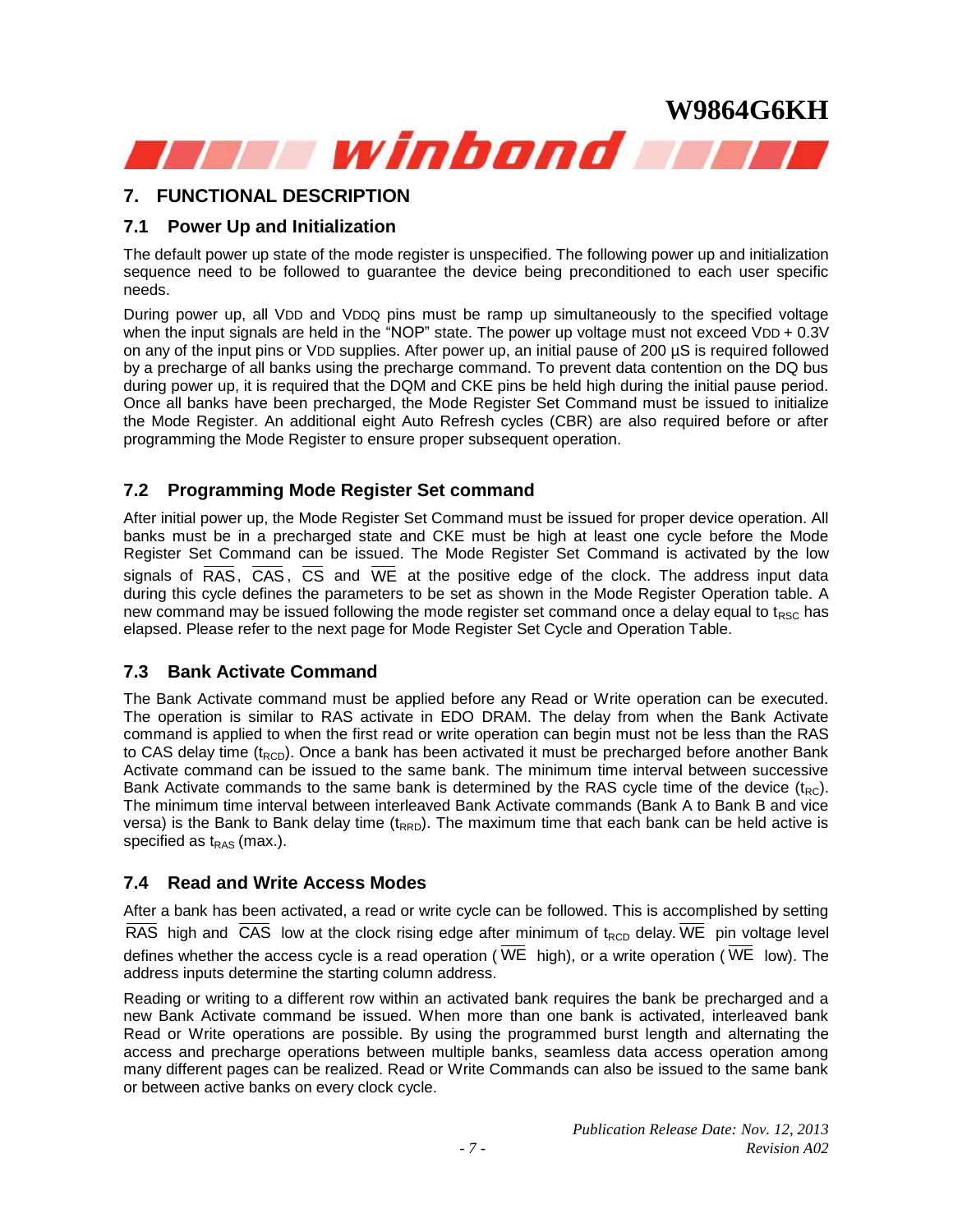## 7. FUNCTIONAL DESCRIPTION

### 7.1 Power Up and Initialization

The default power up state of the mode register is unspecified. The following power up and initialization sequence need to be followed to guarantee the device being preconditioned to each user specific needs.

During power up, all VDD and VDDQ pins must be ramp up simultaneously to the specified voltage when the input signals are held in the "NOP" state. The power up voltage must not exceed VDD + 0.3V on any of the input pins or VDD supplies. After power up, an initial pause of 200 µS is required followed by a precharge of all banks using the precharge command. To prevent data contention on the DQ bus during power up, it is required that the DQM and CKE pins be held high during the initial pause period. Once all banks have been precharged, the Mode Register Set Command must be issued to initialize the Mode Register. An additional eight Auto Refresh cycles (CBR) are also required before or after programming the Mode Register to ensure proper subsequent operation.

### 7.2 Programming Mode Register Set command

After initial power up, the Mode Register Set Command must be issued for proper device operation. All banks must be in a precharged state and CKE must be high at least one cycle before the Mode Register Set Command can be issued. The Mode Register Set Command is activated by the low signals of $\overline{RAS}$, $\overline{CAS}$, $\overline{CS}$ and $\overline{WE}$ at the positive edge of the clock. The address input data during this cycle defines the parameters to be set as shown in the Mode Register Operation table. A new command may be issued following the mode register set command once a delay equal to $t_{RSC}$ has elapsed. Please refer to the next page for Mode Register Set Cycle and Operation Table.

### 7.3 Bank Activate Command

The Bank Activate command must be applied before any Read or Write operation can be executed. The operation is similar to RAS activate in EDO DRAM. The delay from when the Bank Activate command is applied to when the first read or write operation can begin must not be less than the RAS to CAS delay time ($t_{RCD}$). Once a bank has been activated it must be precharged before another Bank Activate command can be issued to the same bank. The minimum time interval between successive Bank Activate commands to the same bank is determined by the RAS cycle time of the device ($t_{RC}$). The minimum time interval between interleaved Bank Activate commands (Bank A to Bank B and vice versa) is the Bank to Bank delay time ($t_{RRD}$). The maximum time that each bank can be held active is specified as $t_{RAS}$ (max.).

### 7.4 Read and Write Access Modes

After a bank has been activated, a read or write cycle can be followed. This is accomplished by setting $\overline{RAS}$ high and $\overline{CAS}$ low at the clock rising edge after minimum of $t_{RCD}$ delay. $\overline{WE}$ pin voltage level defines whether the access cycle is a read operation ($\overline{WE}$ high), or a write operation ($\overline{WE}$ low). The address inputs determine the starting column address.

Reading or writing to a different row within an activated bank requires the bank be precharged and a new Bank Activate command be issued. When more than one bank is activated, interleaved bank Read or Write operations are possible. By using the programmed burst length and alternating the access and precharge operations between multiple banks, seamless data access operation among many different pages can be realized. Read or Write Commands can also be issued to the same bank or between active banks on every clock cycle.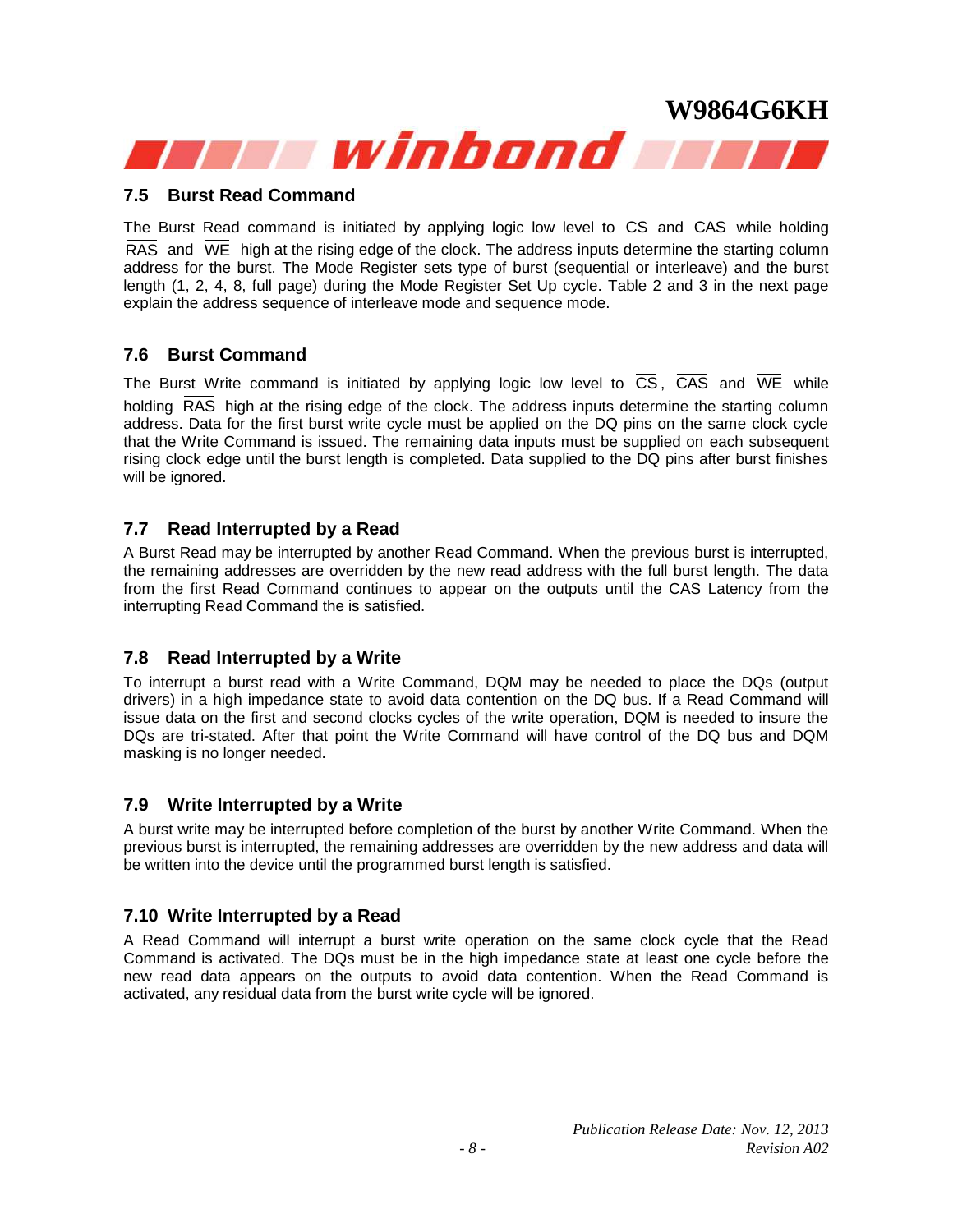## 7.5 Burst Read Command

The Burst Read command is initiated by applying logic low level to $\overline{CS}$ and $\overline{CAS}$ while holding $\overline{RAS}$ and $\overline{WE}$ high at the rising edge of the clock. The address inputs determine the starting column address for the burst. The Mode Register sets type of burst (sequential or interleave) and the burst length (1, 2, 4, 8, full page) during the Mode Register Set Up cycle. Table 2 and 3 in the next page explain the address sequence of interleave mode and sequence mode.

## 7.6 Burst Command

The Burst Write command is initiated by applying logic low level to $\overline{CS}$, $\overline{CAS}$ and $\overline{WE}$ while holding $\overline{RAS}$ high at the rising edge of the clock. The address inputs determine the starting column address. Data for the first burst write cycle must be applied on the DQ pins on the same clock cycle that the Write Command is issued. The remaining data inputs must be supplied on each subsequent rising clock edge until the burst length is completed. Data supplied to the DQ pins after burst finishes will be ignored.

## 7.7 Read Interrupted by a Read

A Burst Read may be interrupted by another Read Command. When the previous burst is interrupted, the remaining addresses are overridden by the new read address with the full burst length. The data from the first Read Command continues to appear on the outputs until the CAS Latency from the interrupting Read Command the is satisfied.

## 7.8 Read Interrupted by a Write

To interrupt a burst read with a Write Command, DQM may be needed to place the DQs (output drivers) in a high impedance state to avoid data contention on the DQ bus. If a Read Command will issue data on the first and second clocks cycles of the write operation, DQM is needed to insure the DQs are tri-stated. After that point the Write Command will have control of the DQ bus and DQM masking is no longer needed.

## 7.9 Write Interrupted by a Write

A burst write may be interrupted before completion of the burst by another Write Command. When the previous burst is interrupted, the remaining addresses are overridden by the new address and data will be written into the device until the programmed burst length is satisfied.

## 7.10 Write Interrupted by a Read

A Read Command will interrupt a burst write operation on the same clock cycle that the Read Command is activated. The DQs must be in the high impedance state at least one cycle before the new read data appears on the outputs to avoid data contention. When the Read Command is activated, any residual data from the burst write cycle will be ignored.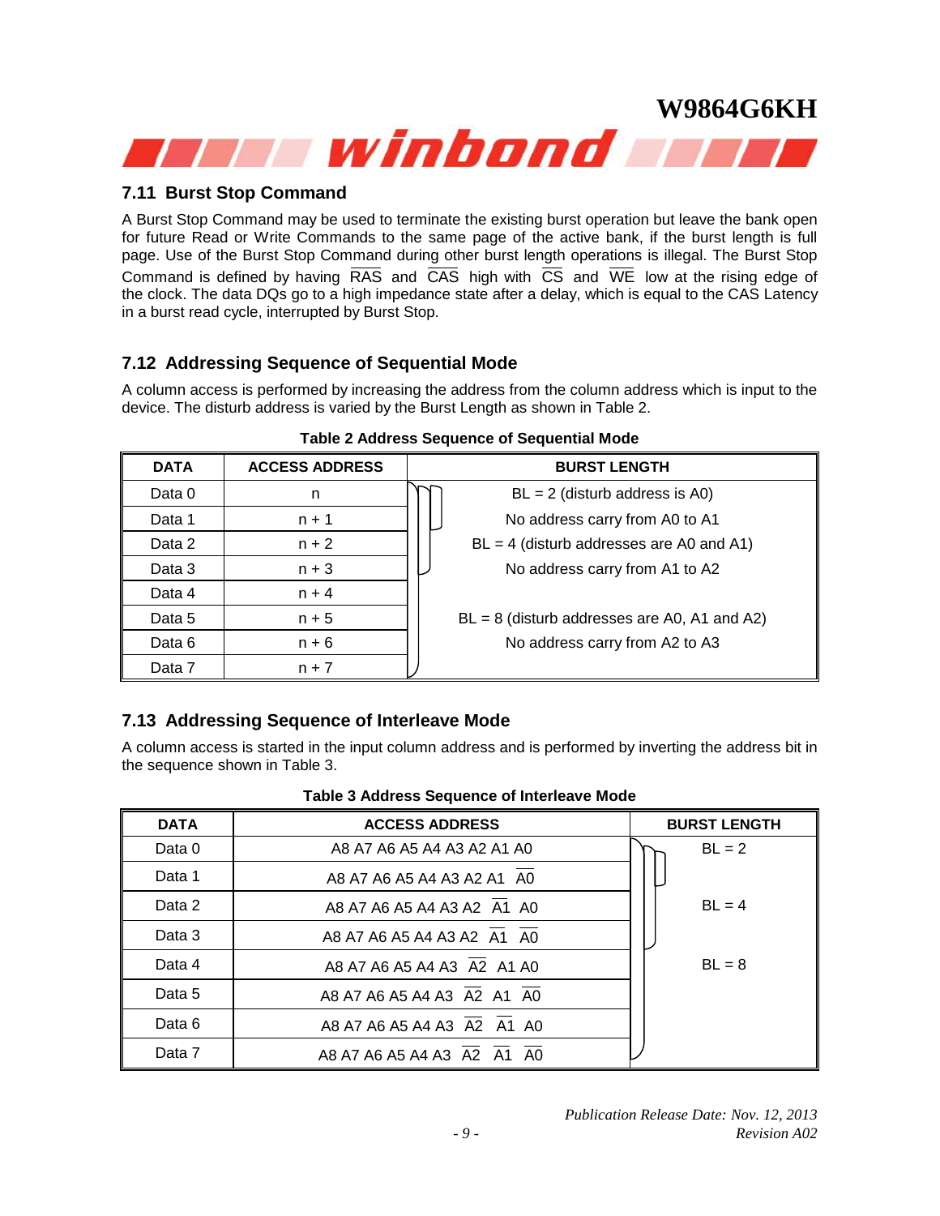## 7.11 Burst Stop Command

A Burst Stop Command may be used to terminate the existing burst operation but leave the bank open for future Read or Write Commands to the same page of the active bank, if the burst length is full page. Use of the Burst Stop Command during other burst length operations is illegal. The Burst Stop Command is defined by having $\overline{RAS}$ and $\overline{CAS}$ high with $\overline{CS}$ and $\overline{WE}$ low at the rising edge of the clock. The data DQs go to a high impedance state after a delay, which is equal to the CAS Latency in a burst read cycle, interrupted by Burst Stop.

## 7.12 Addressing Sequence of Sequential Mode

A column access is performed by increasing the address from the column address which is input to the device. The disturb address is varied by the Burst Length as shown in Table 2.

**Table 2 Address Sequence of Sequential Mode**

| DATA | ACCESS ADDRESS | BURST LENGTH |
|---|---|---|
| Data 0 | n | BL = 2 (disturb address is A0) |
| Data 1 | n + 1 | No address carry from A0 to A1 |
| Data 2 | n + 2 | BL = 4 (disturb addresses are A0 and A1) |
| Data 3 | n + 3 | No address carry from A1 to A2 |
| Data 4 | n + 4 | |
| Data 5 | n + 5 | BL = 8 (disturb addresses are A0, A1 and A2) |
| Data 6 | n + 6 | No address carry from A2 to A3 |
| Data 7 | n + 7 | |

## 7.13 Addressing Sequence of Interleave Mode

A column access is started in the input column address and is performed by inverting the address bit in the sequence shown in Table 3.

**Table 3 Address Sequence of Interleave Mode**

| DATA | ACCESS ADDRESS | BURST LENGTH |
|---|---|---|
| Data 0 | A8 A7 A6 A5 A4 A3 A2 A1 A0 | BL = 2 |
| Data 1 | A8 A7 A6 A5 A4 A3 A2 A1 $\overline{A0}$ | |
| Data 2 | A8 A7 A6 A5 A4 A3 A2 $\overline{A1}$ A0 | BL = 4 |
| Data 3 | A8 A7 A6 A5 A4 A3 A2 $\overline{A1}$ $\overline{A0}$ | |
| Data 4 | A8 A7 A6 A5 A4 A3 $\overline{A2}$ A1 A0 | BL = 8 |
| Data 5 | A8 A7 A6 A5 A4 A3 $\overline{A2}$ A1 $\overline{A0}$ | |
| Data 6 | A8 A7 A6 A5 A4 A3 $\overline{A2}$ $\overline{A1}$ A0 | |
| Data 7 | A8 A7 A6 A5 A4 A3 $\overline{A2}$ $\overline{A1}$ $\overline{A0}$ | |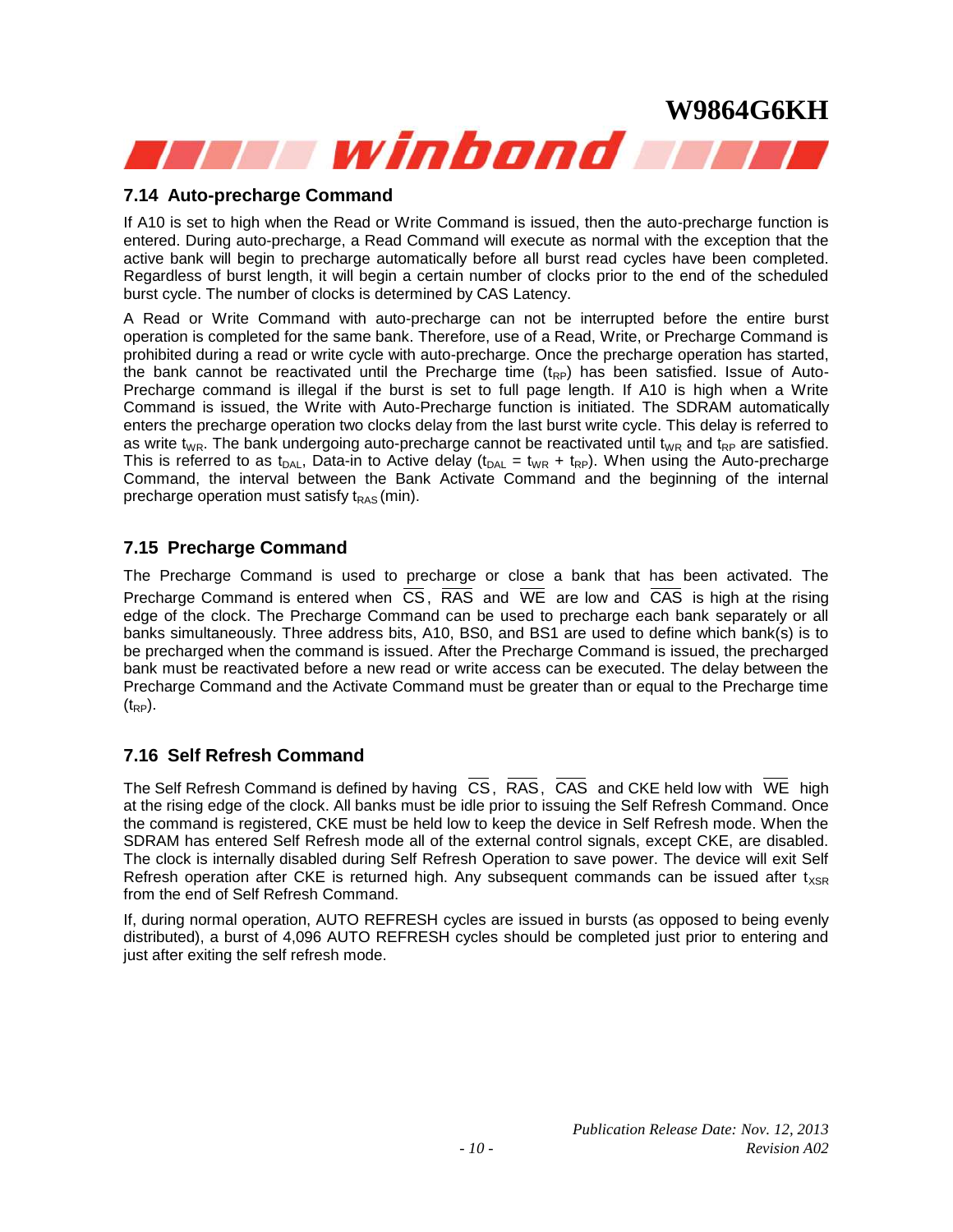## 7.14 Auto-precharge Command

If A10 is set to high when the Read or Write Command is issued, then the auto-precharge function is entered. During auto-precharge, a Read Command will execute as normal with the exception that the active bank will begin to precharge automatically before all burst read cycles have been completed. Regardless of burst length, it will begin a certain number of clocks prior to the end of the scheduled burst cycle. The number of clocks is determined by CAS Latency.

A Read or Write Command with auto-precharge can not be interrupted before the entire burst operation is completed for the same bank. Therefore, use of a Read, Write, or Precharge Command is prohibited during a read or write cycle with auto-precharge. Once the precharge operation has started, the bank cannot be reactivated until the Precharge time ($t_{RP}$) has been satisfied. Issue of Auto-Precharge command is illegal if the burst is set to full page length. If A10 is high when a Write Command is issued, the Write with Auto-Precharge function is initiated. The SDRAM automatically enters the precharge operation two clocks delay from the last burst write cycle. This delay is referred to as write $t_{WR}$. The bank undergoing auto-precharge cannot be reactivated until $t_{WR}$ and $t_{RP}$ are satisfied. This is referred to as $t_{DAL}$, Data-in to Active delay ($t_{DAL} = t_{WR} + t_{RP}$). When using the Auto-precharge Command, the interval between the Bank Activate Command and the beginning of the internal precharge operation must satisfy $t_{RAS}$ (min).

## 7.15 Precharge Command

The Precharge Command is used to precharge or close a bank that has been activated. The Precharge Command is entered when $\overline{CS}$, $\overline{RAS}$ and $\overline{WE}$ are low and $\overline{CAS}$ is high at the rising edge of the clock. The Precharge Command can be used to precharge each bank separately or all banks simultaneously. Three address bits, A10, BS0, and BS1 are used to define which bank(s) is to be precharged when the command is issued. After the Precharge Command is issued, the precharged bank must be reactivated before a new read or write access can be executed. The delay between the Precharge Command and the Activate Command must be greater than or equal to the Precharge time ($t_{RP}$).

## 7.16 Self Refresh Command

The Self Refresh Command is defined by having $\overline{CS}$, $\overline{RAS}$, $\overline{CAS}$ and CKE held low with $\overline{WE}$ high at the rising edge of the clock. All banks must be idle prior to issuing the Self Refresh Command. Once the command is registered, CKE must be held low to keep the device in Self Refresh mode. When the SDRAM has entered Self Refresh mode all of the external control signals, except CKE, are disabled. The clock is internally disabled during Self Refresh Operation to save power. The device will exit Self Refresh operation after CKE is returned high. Any subsequent commands can be issued after $t_{XSR}$ from the end of Self Refresh Command.

If, during normal operation, AUTO REFRESH cycles are issued in bursts (as opposed to being evenly distributed), a burst of 4,096 AUTO REFRESH cycles should be completed just prior to entering and just after exiting the self refresh mode.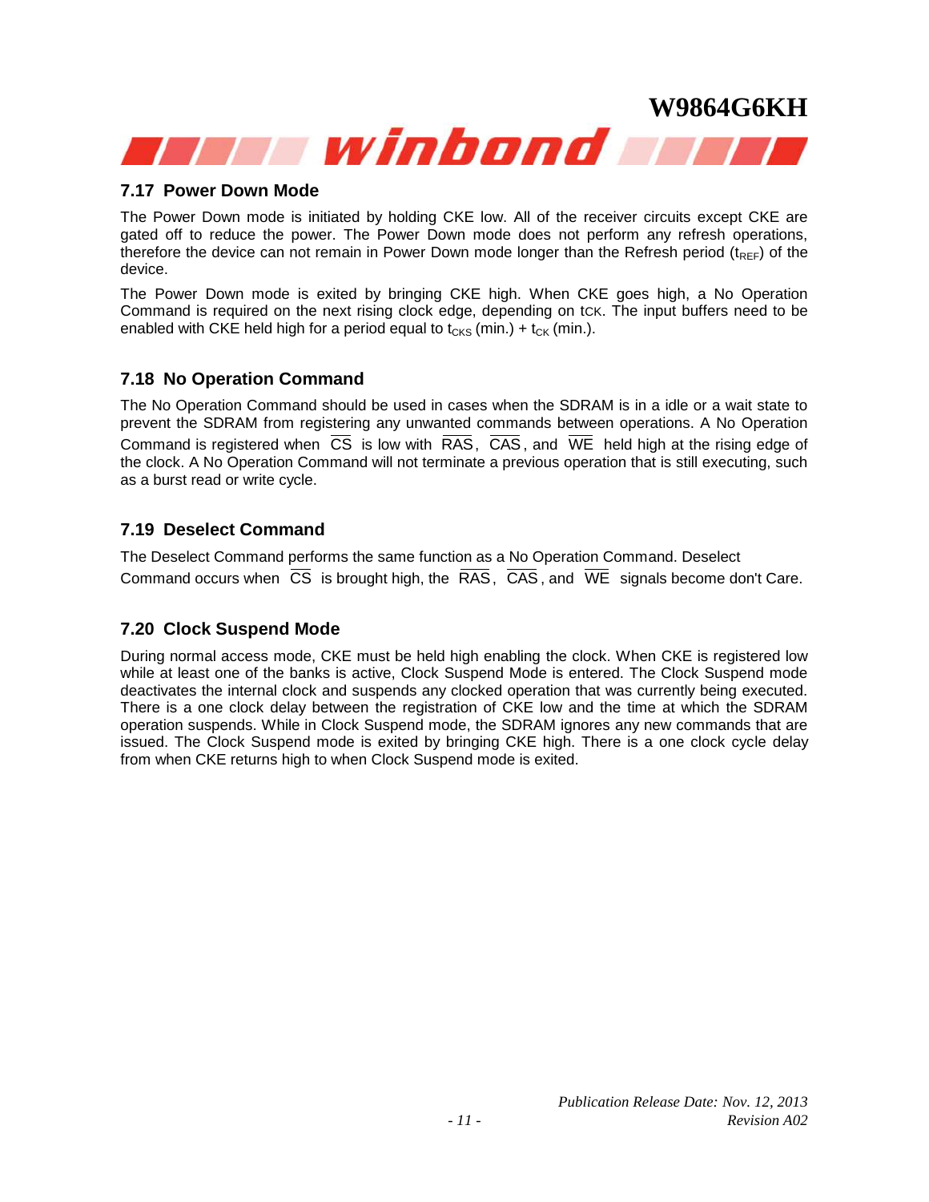### 7.17 Power Down Mode

The Power Down mode is initiated by holding CKE low. All of the receiver circuits except CKE are gated off to reduce the power. The Power Down mode does not perform any refresh operations, therefore the device can not remain in Power Down mode longer than the Refresh period ($t_{REF}$) of the device.

The Power Down mode is exited by bringing CKE high. When CKE goes high, a No Operation Command is required on the next rising clock edge, depending on tCK. The input buffers need to be enabled with CKE held high for a period equal to $t_{CKS}$ (min.) + $t_{CK}$ (min.).

### 7.18 No Operation Command

The No Operation Command should be used in cases when the SDRAM is in a idle or a wait state to prevent the SDRAM from registering any unwanted commands between operations. A No Operation Command is registered when $\overline{CS}$ is low with $\overline{RAS}$, $\overline{CAS}$, and $\overline{WE}$ held high at the rising edge of the clock. A No Operation Command will not terminate a previous operation that is still executing, such as a burst read or write cycle.

### 7.19 Deselect Command

The Deselect Command performs the same function as a No Operation Command. Deselect Command occurs when $\overline{CS}$ is brought high, the $\overline{RAS}$, $\overline{CAS}$, and $\overline{WE}$ signals become don't Care.

### 7.20 Clock Suspend Mode

During normal access mode, CKE must be held high enabling the clock. When CKE is registered low while at least one of the banks is active, Clock Suspend Mode is entered. The Clock Suspend mode deactivates the internal clock and suspends any clocked operation that was currently being executed. There is a one clock delay between the registration of CKE low and the time at which the SDRAM operation suspends. While in Clock Suspend mode, the SDRAM ignores any new commands that are issued. The Clock Suspend mode is exited by bringing CKE high. There is a one clock cycle delay from when CKE returns high to when Clock Suspend mode is exited.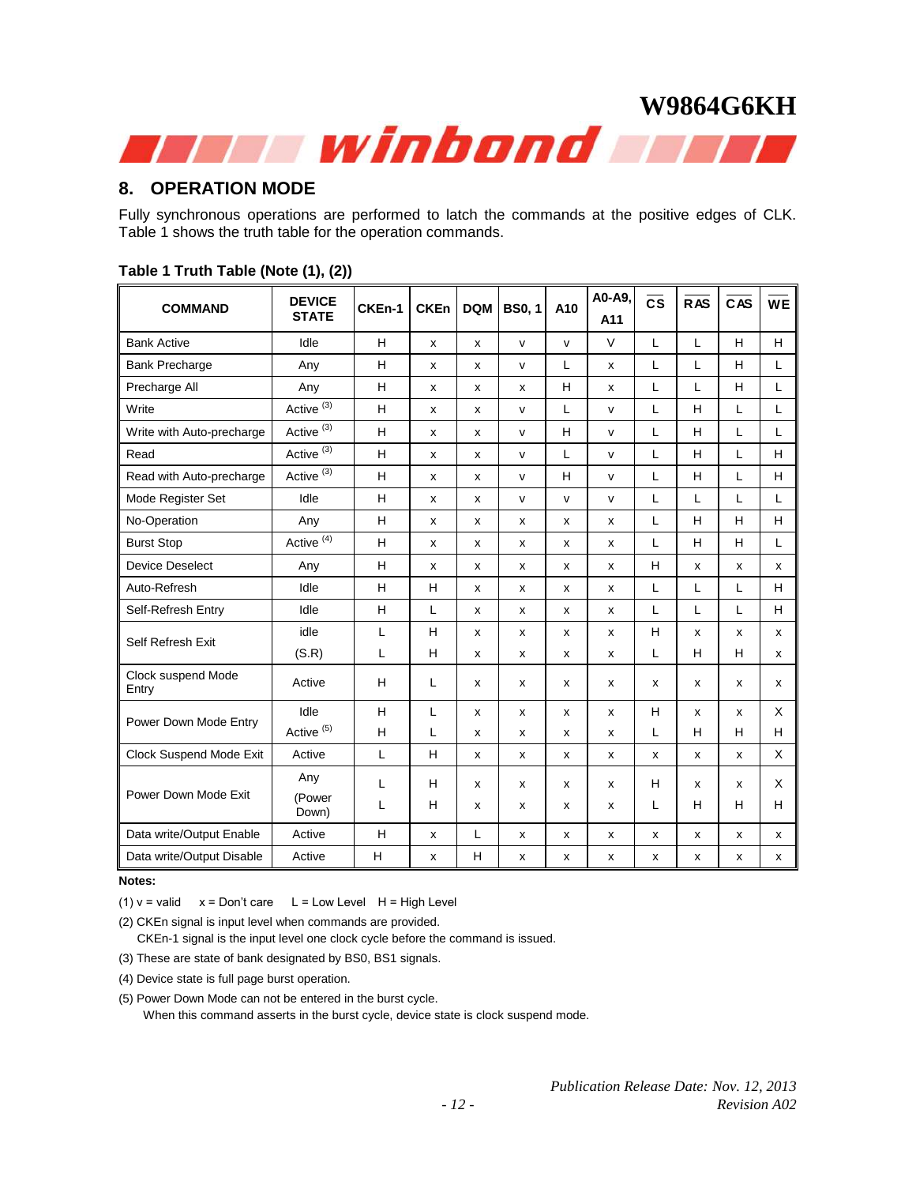## 8. OPERATION MODE

Fully synchronous operations are performed to latch the commands at the positive edges of CLK. Table 1 shows the truth table for the operation commands.

**Table 1 Truth Table (Note (1), (2))**

| COMMAND | DEVICE STATE | CKEn-1 | CKEn | DQM | BS0, 1 | A10 | A0-A9, A11 | $\overline{CS}$ | $\overline{RAS}$ | $\overline{CAS}$ | $\overline{WE}$ |
|---|---|---|---|---|---|---|---|---|---|---|---|
| Bank Active | Idle | H | x | x | v | v | V | L | L | H | H |
| Bank Precharge | Any | H | x | x | v | L | x | L | L | H | L |
| Precharge All | Any | H | x | x | x | H | x | L | L | H | L |
| Write | Active (3) | H | x | x | v | L | v | L | H | L | L |
| Write with Auto-precharge | Active (3) | H | x | x | v | H | v | L | H | L | L |
| Read | Active (3) | H | x | x | v | L | v | L | H | L | H |
| Read with Auto-precharge | Active (3) | H | x | x | v | H | v | L | H | L | H |
| Mode Register Set | Idle | H | x | x | v | v | v | L | L | L | L |
| No-Operation | Any | H | x | x | x | x | x | L | H | H | H |
| Burst Stop | Active (4) | H | x | x | x | x | x | L | H | H | L |
| Device Deselect | Any | H | x | x | x | x | x | H | x | x | x |
| Auto-Refresh | Idle | H | H | x | x | x | x | L | L | L | H |
| Self-Refresh Entry | Idle | H | L | x | x | x | x | L | L | L | H |
| Self Refresh Exit | idle | L | H | x | x | x | x | H | x | x | x |
| | (S.R) | L | H | x | x | x | x | L | H | H | x |
| Clock suspend Mode Entry | Active | H | L | x | x | x | x | x | x | x | x |
| Power Down Mode Entry | Idle | H | L | x | x | x | x | H | x | x | X |
| | Active (5) | H | L | x | x | x | x | L | H | H | H |
| Clock Suspend Mode Exit | Active | L | H | x | x | x | x | x | x | x | X |
| Power Down Mode Exit | Any | L | H | x | x | x | x | H | x | x | X |
| | (Power Down) | L | H | x | x | x | x | L | H | H | H |
| Data write/Output Enable | Active | H | x | L | x | x | x | x | x | x | x |
| Data write/Output Disable | Active | H | x | H | x | x | x | x | x | x | x |

**Notes:**

(1) v = valid  x = Don't care  L = Low Level  H = High Level

(2) CKEn signal is input level when commands are provided.  
CKEn-1 signal is the input level one clock cycle before the command is issued.

(3) These are state of bank designated by BS0, BS1 signals.

(4) Device state is full page burst operation.

(5) Power Down Mode can not be entered in the burst cycle.  
When this command asserts in the burst cycle, device state is clock suspend mode.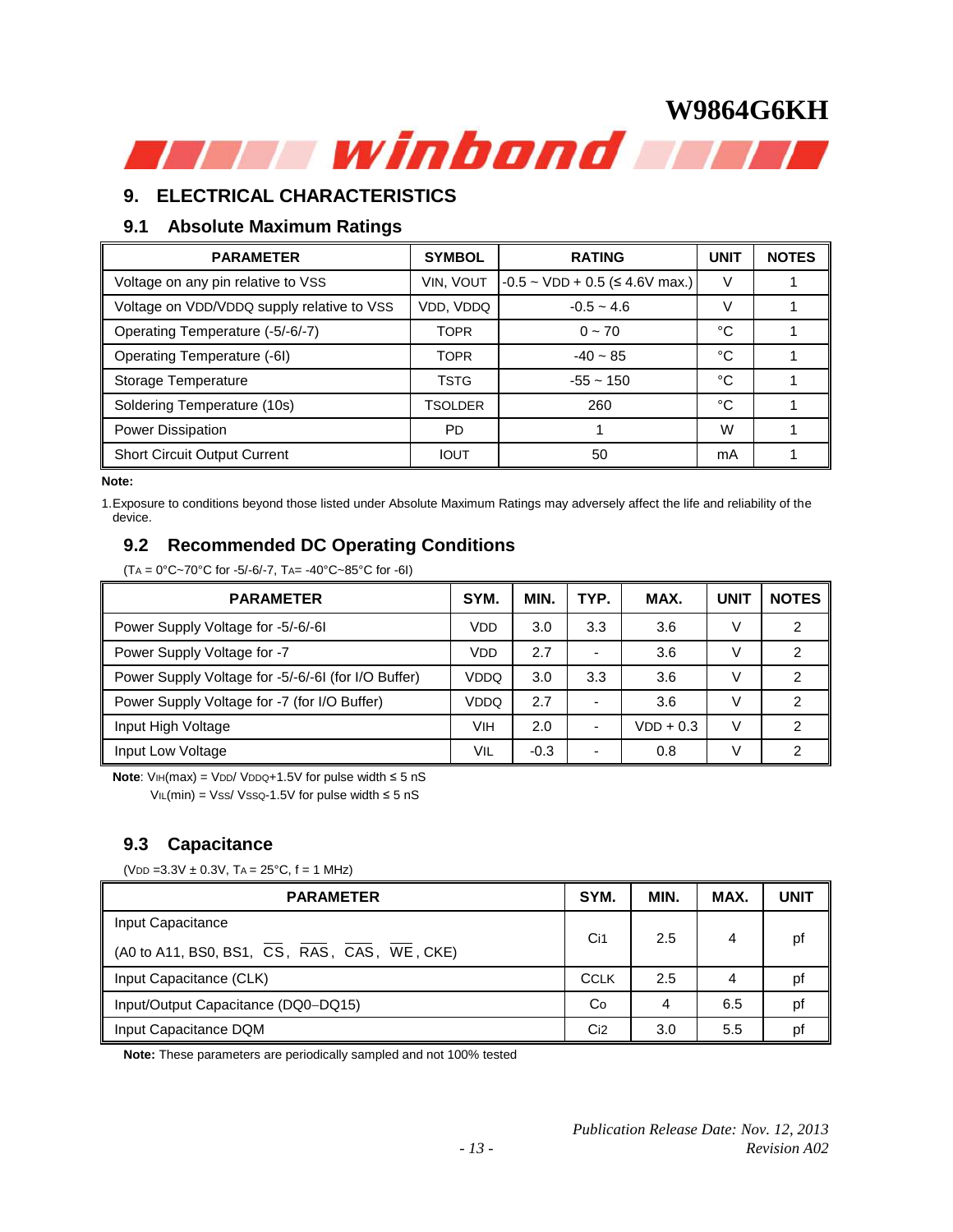## 9. ELECTRICAL CHARACTERISTICS

### 9.1 Absolute Maximum Ratings

| PARAMETER | SYMBOL | RATING | UNIT | NOTES |
|---|---|---|---|---|
| Voltage on any pin relative to VSS | VIN, VOUT | -0.5 ~ VDD + 0.5 (≤ 4.6V max.) | V | 1 |
| Voltage on VDD/VDDQ supply relative to VSS | VDD, VDDQ | -0.5 ~ 4.6 | V | 1 |
| Operating Temperature (-5/-6/-7) | TOPR | 0 ~ 70 | °C | 1 |
| Operating Temperature (-6I) | TOPR | -40 ~ 85 | °C | 1 |
| Storage Temperature | TSTG | -55 ~ 150 | °C | 1 |
| Soldering Temperature (10s) | TSOLDER | 260 | °C | 1 |
| Power Dissipation | PD | 1 | W | 1 |
| Short Circuit Output Current | IOUT | 50 | mA | 1 |

**Note:**

1. Exposure to conditions beyond those listed under Absolute Maximum Ratings may adversely affect the life and reliability of the device.

### 9.2 Recommended DC Operating Conditions

($T_A$ = 0°C~70°C for -5/-6/-7, $T_A$= -40°C~85°C for -6I)

| PARAMETER | SYM. | MIN. | TYP. | MAX. | UNIT | NOTES |
|---|---|---|---|---|---|---|
| Power Supply Voltage for -5/-6/-6I | VDD | 3.0 | 3.3 | 3.6 | V | 2 |
| Power Supply Voltage for -7 | VDD | 2.7 | - | 3.6 | V | 2 |
| Power Supply Voltage for -5/-6/-6I (for I/O Buffer) | VDDQ | 3.0 | 3.3 | 3.6 | V | 2 |
| Power Supply Voltage for -7 (for I/O Buffer) | VDDQ | 2.7 | - | 3.6 | V | 2 |
| Input High Voltage | VIH | 2.0 | - | VDD + 0.3 | V | 2 |
| Input Low Voltage | VIL | -0.3 | - | 0.8 | V | 2 |

**Note**: $V_{IH}$(max) = $V_{DD}$/ $V_{DDQ}$+1.5V for pulse width ≤ 5 nS
$V_{IL}$(min) = $V_{SS}$/ $V_{SSQ}$-1.5V for pulse width ≤ 5 nS

### 9.3 Capacitance

($V_{DD}$ =3.3V ± 0.3V, $T_A$ = 25°C, f = 1 MHz)

| PARAMETER | SYM. | MIN. | MAX. | UNIT |
|---|---|---|---|---|
| Input Capacitance (A0 to A11, BS0, BS1, $\overline{CS}$, $\overline{RAS}$, $\overline{CAS}$, $\overline{WE}$, CKE) | Ci1 | 2.5 | 4 | pf |
| Input Capacitance (CLK) | CCLK | 2.5 | 4 | pf |
| Input/Output Capacitance (DQ0−DQ15) | Co | 4 | 6.5 | pf |
| Input Capacitance DQM | Ci2 | 3.0 | 5.5 | pf |

**Note:** These parameters are periodically sampled and not 100% tested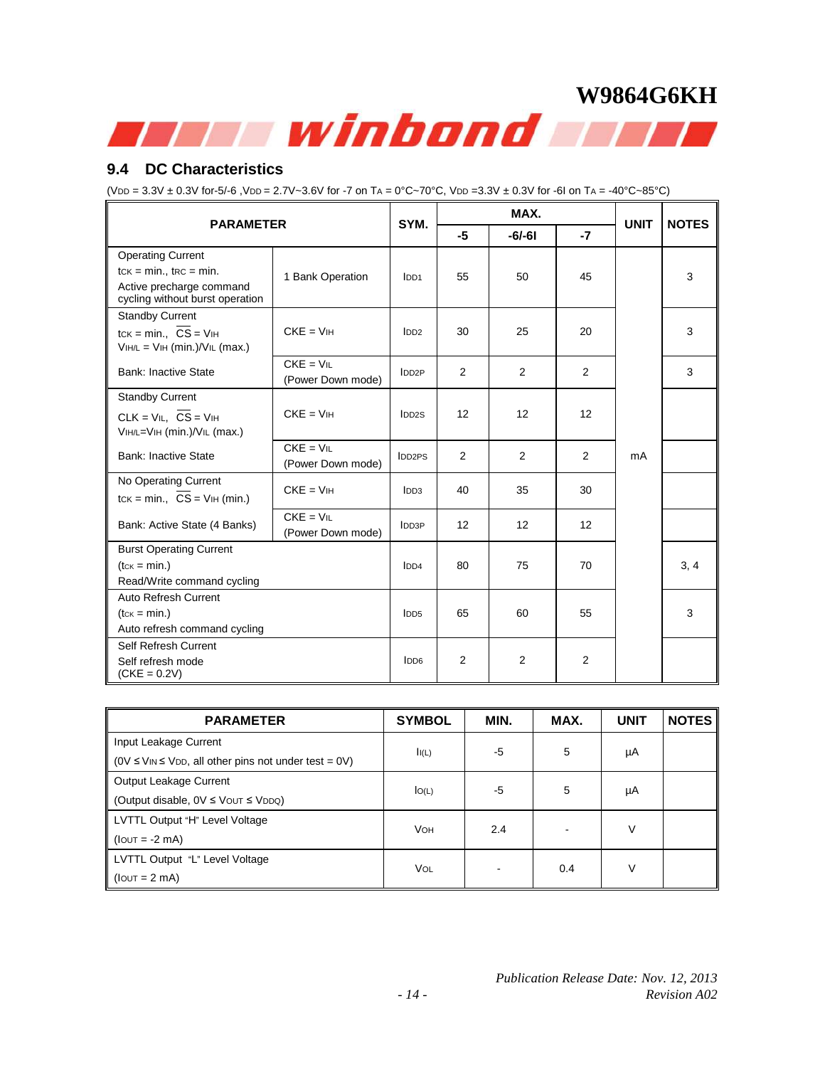## 9.4 DC Characteristics

($V_{DD}$ = 3.3V ± 0.3V for-5/-6 ,$V_{DD}$ = 2.7V~3.6V for -7 on $T_A$ = 0°C~70°C, $V_{DD}$ =3.3V ± 0.3V for -6I on $T_A$ = -40°C~85°C)

| PARAMETER | | SYM. | MAX. | | | UNIT | NOTES |
|---|---|---|---|---|---|---|---|
| | | | -5 | -6/-6I | -7 | | |
| Operating Current<br>$t_{CK}$ = min., $t_{RC}$ = min.<br>Active precharge command cycling without burst operation | 1 Bank Operation | $I_{DD1}$ | 55 | 50 | 45 | mA | 3 |
| Standby Current<br>$t_{CK}$ = min., $\overline{CS}$ = $V_{IH}$<br>$V_{IH/L}$ = $V_{IH}$ (min.)/$V_{IL}$ (max.) | CKE = $V_{IH}$ | $I_{DD2}$ | 30 | 25 | 20 | mA | 3 |
| Bank: Inactive State | CKE = $V_{IL}$<br>(Power Down mode) | $I_{DD2P}$ | 2 | 2 | 2 | mA | 3 |
| Standby Current<br>CLK = $V_{IL}$, $\overline{CS}$ = $V_{IH}$<br>$V_{IH/L}$=$V_{IH}$ (min.)/$V_{IL}$ (max.) | CKE = $V_{IH}$ | $I_{DD2S}$ | 12 | 12 | 12 | mA | |
| Bank: Inactive State | CKE = $V_{IL}$<br>(Power Down mode) | $I_{DD2PS}$ | 2 | 2 | 2 | mA | |
| No Operating Current<br>$t_{CK}$ = min., $\overline{CS}$ = $V_{IH}$ (min.) | CKE = $V_{IH}$ | $I_{DD3}$ | 40 | 35 | 30 | mA | |
| Bank: Active State (4 Banks) | CKE = $V_{IL}$<br>(Power Down mode) | $I_{DD3P}$ | 12 | 12 | 12 | mA | |
| Burst Operating Current<br>($t_{CK}$ = min.)<br>Read/Write command cycling | | $I_{DD4}$ | 80 | 75 | 70 | mA | 3, 4 |
| Auto Refresh Current<br>($t_{CK}$ = min.)<br>Auto refresh command cycling | | $I_{DD5}$ | 65 | 60 | 55 | mA | 3 |
| Self Refresh Current<br>Self refresh mode<br>(CKE = 0.2V) | | $I_{DD6}$ | 2 | 2 | 2 | mA | |

| PARAMETER | SYMBOL | MIN. | MAX. | UNIT | NOTES |
|---|---|---|---|---|---|
| Input Leakage Current<br>(0V ≤ $V_{IN}$ ≤ $V_{DD}$, all other pins not under test = 0V) | $I_{I(L)}$ | -5 | 5 | μA | |
| Output Leakage Current<br>(Output disable, 0V ≤ $V_{OUT}$ ≤ $V_{DDQ}$) | $I_{O(L)}$ | -5 | 5 | μA | |
| LVTTL Output "H" Level Voltage<br>($I_{OUT}$ = -2 mA) | $V_{OH}$ | 2.4 | - | V | |
| LVTTL Output "L" Level Voltage<br>($I_{OUT}$ = 2 mA) | $V_{OL}$ | - | 0.4 | V | |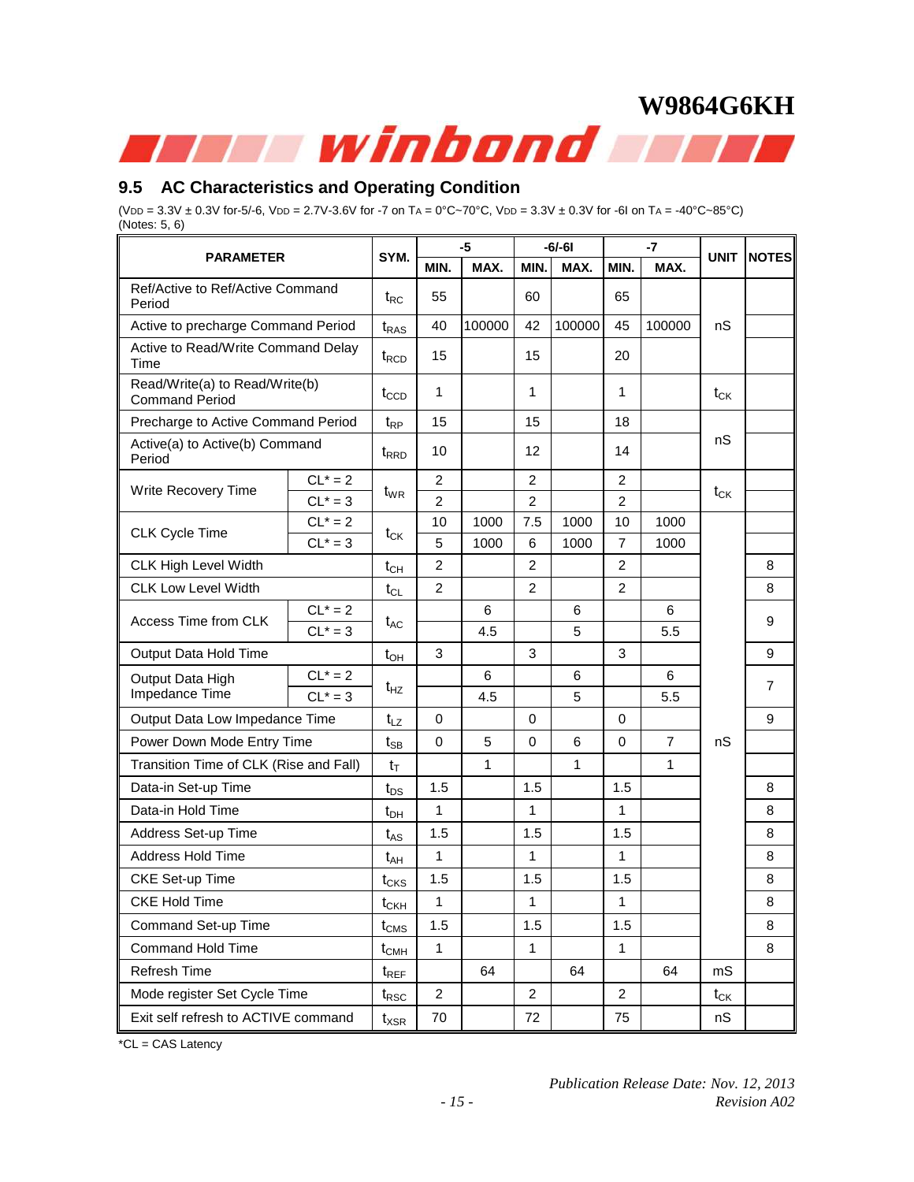## 9.5 AC Characteristics and Operating Condition

($V_{DD}$ = 3.3V ± 0.3V for-5/-6, $V_{DD}$ = 2.7V-3.6V for -7 on $T_A$ = 0°C~70°C, $V_{DD}$ = 3.3V ± 0.3V for -6I on $T_A$ = -40°C~85°C)
(Notes: 5, 6)

| PARAMETER | | SYM. | -5 | | -6/-6I | | -7 | | UNIT | NOTES |
|---|---|---|---|---|---|---|---|---|---|---|
| | | | MIN. | MAX. | MIN. | MAX. | MIN. | MAX. | | |
| Ref/Active to Ref/Active Command Period | | $t_{RC}$ | 55 | | 60 | | 65 | | nS | |
| Active to precharge Command Period | | $t_{RAS}$ | 40 | 100000 | 42 | 100000 | 45 | 100000 | nS | |
| Active to Read/Write Command Delay Time | | $t_{RCD}$ | 15 | | 15 | | 20 | | nS | |
| Read/Write(a) to Read/Write(b) Command Period | | $t_{CCD}$ | 1 | | 1 | | 1 | | $t_{CK}$ | |
| Precharge to Active Command Period | | $t_{RP}$ | 15 | | 15 | | 18 | | nS | |
| Active(a) to Active(b) Command Period | | $t_{RRD}$ | 10 | | 12 | | 14 | | nS | |
| Write Recovery Time | CL* = 2 | $t_{WR}$ | 2 | | 2 | | 2 | | $t_{CK}$ | |
| | CL* = 3 | | 2 | | 2 | | 2 | | $t_{CK}$ | |
| CLK Cycle Time | CL* = 2 | $t_{CK}$ | 10 | 1000 | 7.5 | 1000 | 10 | 1000 | nS | |
| | CL* = 3 | | 5 | 1000 | 6 | 1000 | 7 | 1000 | nS | |
| CLK High Level Width | | $t_{CH}$ | 2 | | 2 | | 2 | | nS | 8 |
| CLK Low Level Width | | $t_{CL}$ | 2 | | 2 | | 2 | | nS | 8 |
| Access Time from CLK | CL* = 2 | $t_{AC}$ | | 6 | | 6 | | 6 | nS | 9 |
| | CL* = 3 | | | 4.5 | | 5 | | 5.5 | nS | 9 |
| Output Data Hold Time | | $t_{OH}$ | 3 | | 3 | | 3 | | nS | 9 |
| Output Data High Impedance Time | CL* = 2 | $t_{HZ}$ | | 6 | | 6 | | 6 | nS | 7 |
| | CL* = 3 | | | 4.5 | | 5 | | 5.5 | nS | 7 |
| Output Data Low Impedance Time | | $t_{LZ}$ | 0 | | 0 | | 0 | | nS | 9 |
| Power Down Mode Entry Time | | $t_{SB}$ | 0 | 5 | 0 | 6 | 0 | 7 | nS | |
| Transition Time of CLK (Rise and Fall) | | $t_T$ | | 1 | | 1 | | 1 | nS | |
| Data-in Set-up Time | | $t_{DS}$ | 1.5 | | 1.5 | | 1.5 | | nS | 8 |
| Data-in Hold Time | | $t_{DH}$ | 1 | | 1 | | 1 | | nS | 8 |
| Address Set-up Time | | $t_{AS}$ | 1.5 | | 1.5 | | 1.5 | | nS | 8 |
| Address Hold Time | | $t_{AH}$ | 1 | | 1 | | 1 | | nS | 8 |
| CKE Set-up Time | | $t_{CKS}$ | 1.5 | | 1.5 | | 1.5 | | nS | 8 |
| CKE Hold Time | | $t_{CKH}$ | 1 | | 1 | | 1 | | nS | 8 |
| Command Set-up Time | | $t_{CMS}$ | 1.5 | | 1.5 | | 1.5 | | nS | 8 |
| Command Hold Time | | $t_{CMH}$ | 1 | | 1 | | 1 | | nS | 8 |
| Refresh Time | | $t_{REF}$ | | 64 | | 64 | | 64 | mS | |
| Mode register Set Cycle Time | | $t_{RSC}$ | 2 | | 2 | | 2 | | $t_{CK}$ | |
| Exit self refresh to ACTIVE command | | $t_{XSR}$ | 70 | | 72 | | 75 | | nS | |

*CL = CAS Latency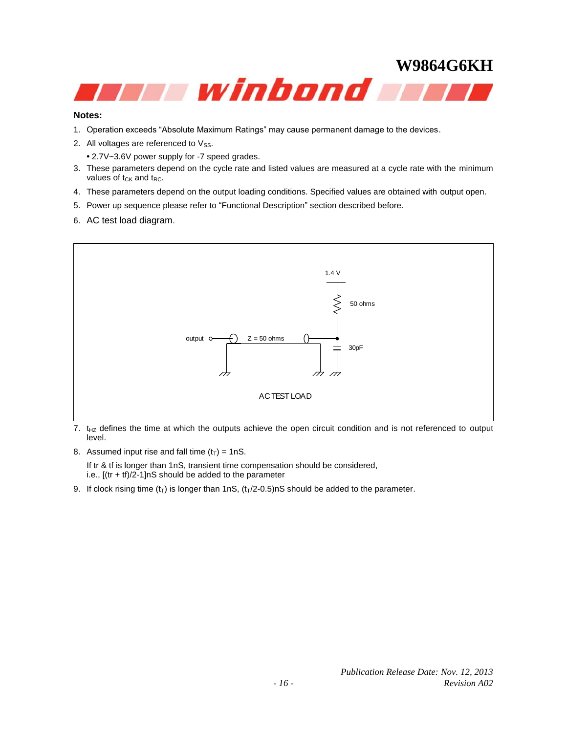**Notes:**

1. Operation exceeds "Absolute Maximum Ratings" may cause permanent damage to the devices.
2. All voltages are referenced to $V_{SS}$.
   - 2.7V~3.6V power supply for -7 speed grades.
3. These parameters depend on the cycle rate and listed values are measured at a cycle rate with the minimum values of $t_{CK}$ and $t_{RC}$.
4. These parameters depend on the output loading conditions. Specified values are obtained with output open.
5. Power up sequence please refer to "Functional Description" section described before.
6. AC test load diagram.

1.4 V

50 ohms

output

Z = 50 ohms

30pF

AC TEST LOAD

7. $t_{HZ}$ defines the time at which the outputs achieve the open circuit condition and is not referenced to output level.
8. Assumed input rise and fall time ($t_T$) = 1nS.

   If tr & tf is longer than 1nS, transient time compensation should be considered, i.e., [(tr + tf)/2-1]nS should be added to the parameter
9. If clock rising time ($t_T$) is longer than 1nS, ($t_T$/2-0.5)nS should be added to the parameter.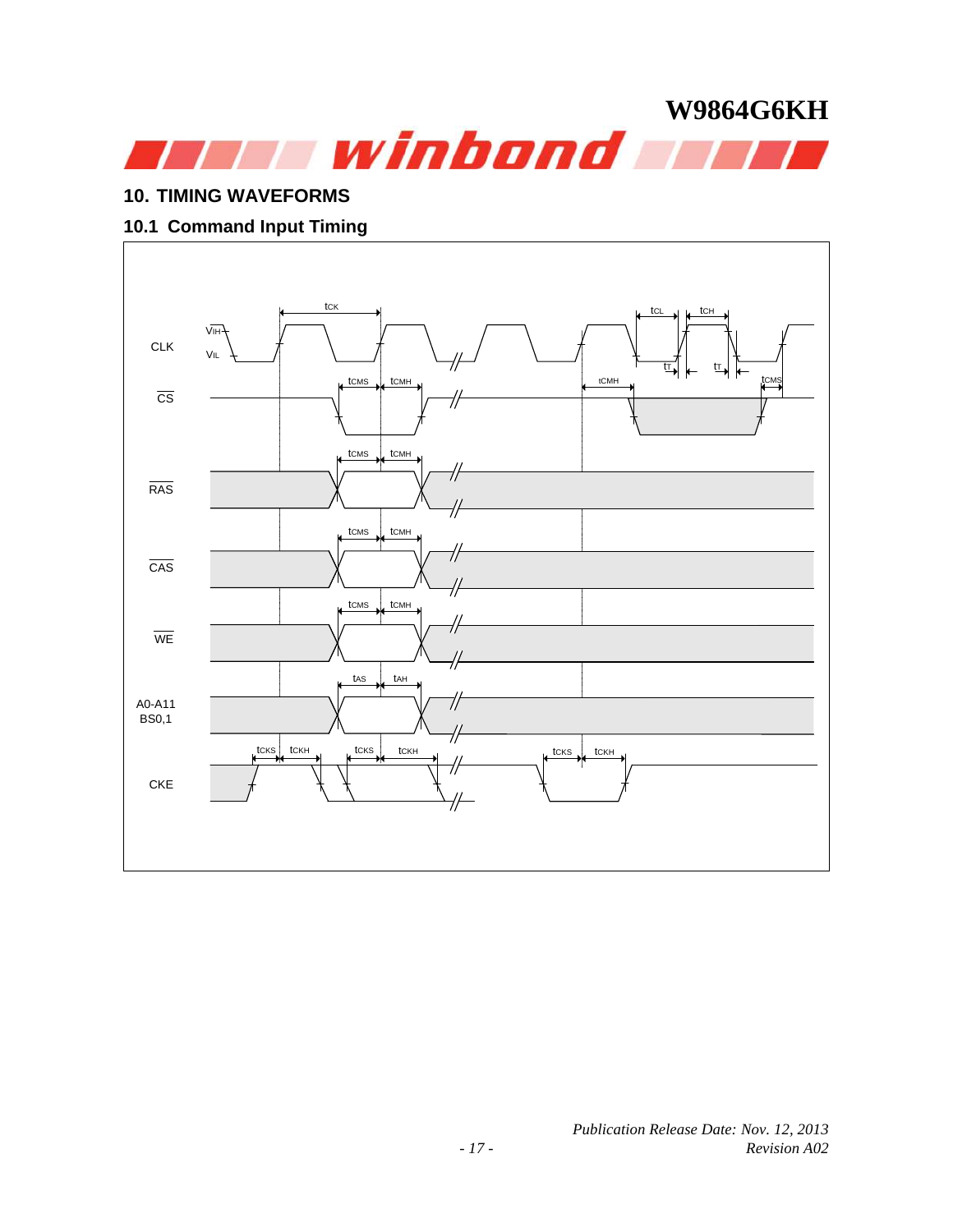## 10. TIMING WAVEFORMS

### 10.1 Command Input Timing

CLK

$V_{IH}$

$V_{IL}$

$t_{CK}$

$t_{CL}$

$t_{CH}$

$t_T$

$t_T$

CS

$t_{CMS}$

$t_{CMH}$

$t_{CMH}$

$t_{CMS}$

RAS

$t_{CMS}$

$t_{CMH}$

CAS

$t_{CMS}$

$t_{CMH}$

WE

$t_{CMS}$

$t_{CMH}$

A0-A11
BS0,1

$t_{AS}$

$t_{AH}$

CKE

$t_{CKS}$

$t_{CKH}$

$t_{CKS}$

$t_{CKH}$

$t_{CKS}$

$t_{CKH}$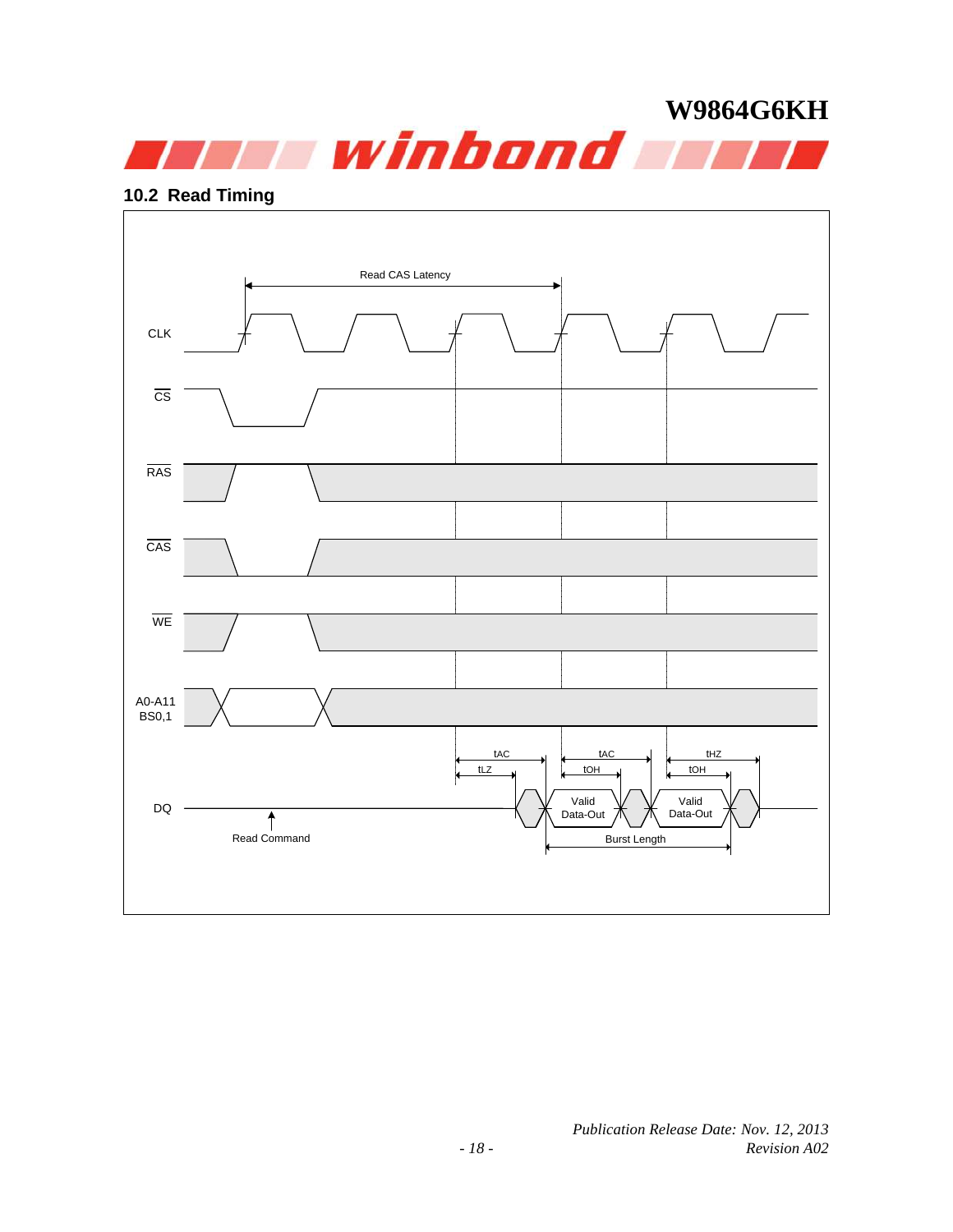## 10.2 Read Timing

Read CAS Latency

CLK

$\overline{CS}$

$\overline{RAS}$

$\overline{CAS}$

$\overline{WE}$

A0-A11
BS0,1

DQ

tAC tLZ tAC tOH tHZ tOH

Valid Data-Out

Valid Data-Out

Read Command

Burst Length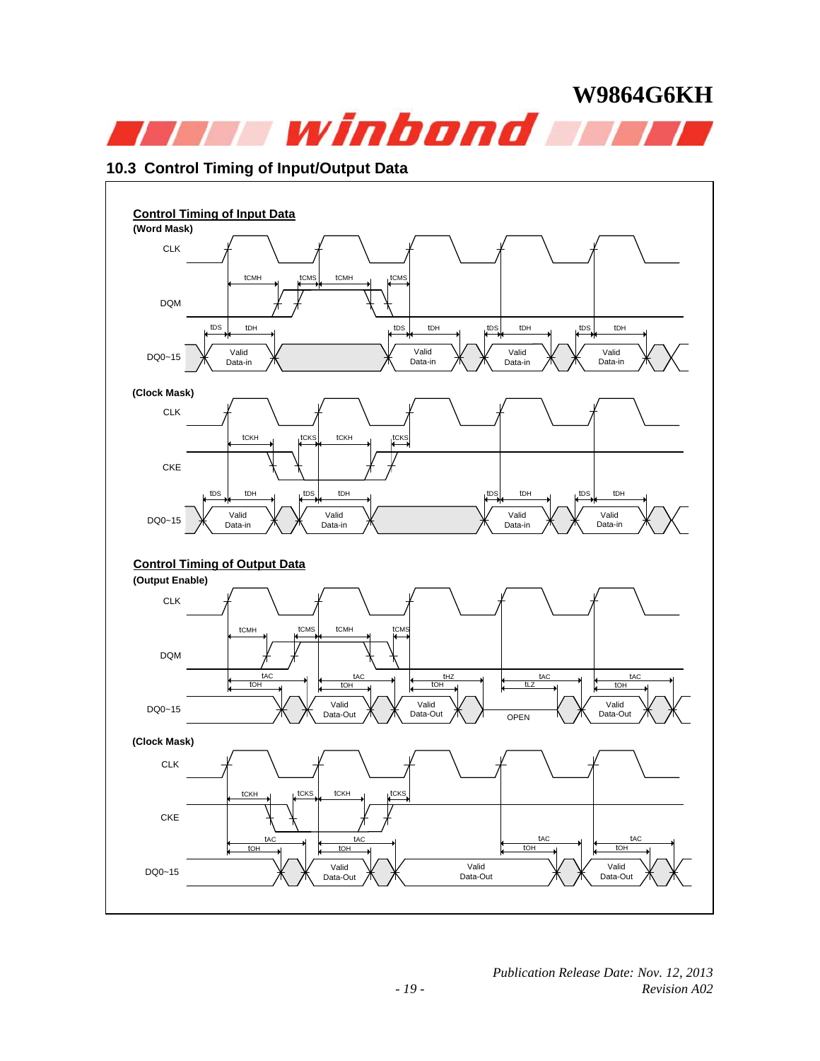## 10.3 Control Timing of Input/Output Data

**Control Timing of Input Data**

**(Word Mask)**

CLK

tCMH tCMS tCMH tCMS

DQM

tDS tDH tDS tDH tDS tDH tDS tDH

DQ0~15 Valid Data-in Valid Data-in Valid Data-in Valid Data-in

**(Clock Mask)**

CLK

tCKH tCKS tCKH tCKS

CKE

tDS tDH tDS tDH tDS tDH tDS tDH

DQ0~15 Valid Data-in Valid Data-in Valid Data-in Valid Data-in

**Control Timing of Output Data**

**(Output Enable)**

CLK

tCMH tCMS tCMH tCMS

DQM

tAC tOH tAC tOH tHZ tOH tAC tLZ tAC tOH

DQ0~15 Valid Data-Out Valid Data-Out OPEN Valid Data-Out

**(Clock Mask)**

CLK

tCKH tCKS tCKH tCKS

CKE

tAC tOH tAC tOH tAC tOH tAC tOH

DQ0~15 Valid Data-Out Valid Data-Out Valid Data-Out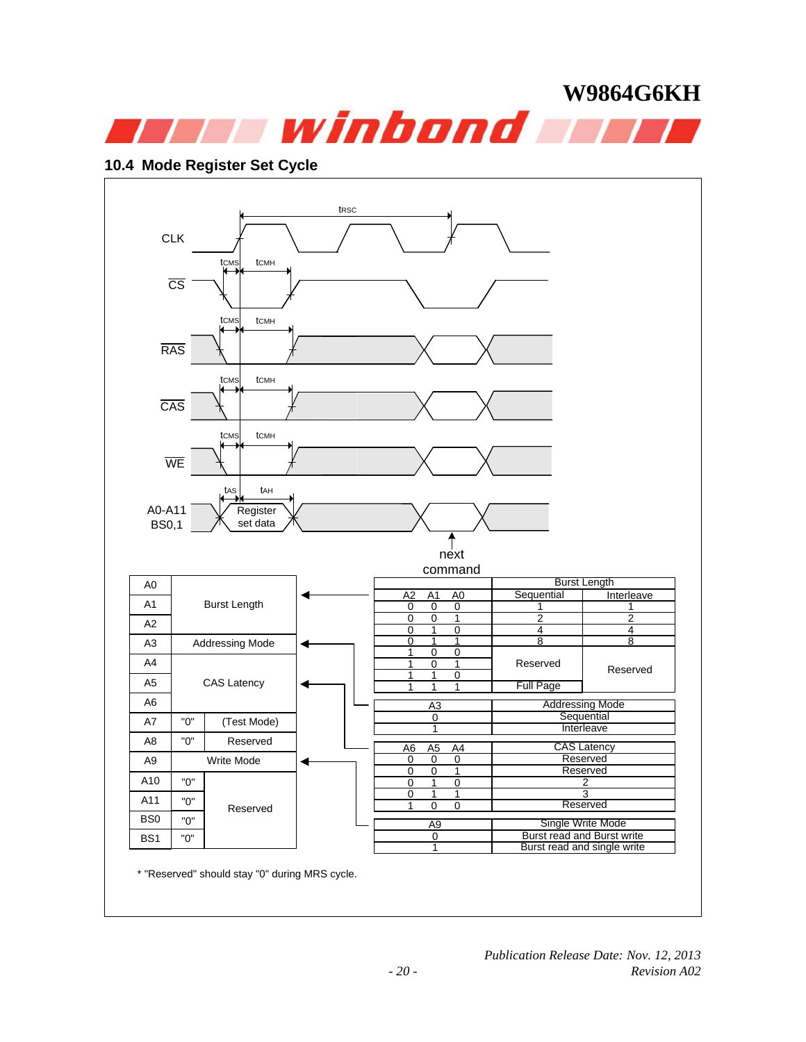## 10.4 Mode Register Set Cycle

CLK, CS, RAS, CAS, WE, A0-A11 BS0,1 — tRSC, tCMS, tCMH, tAS, tAH — Register set data — next command

| Address | | Function |
|---|---|---|
| A0 | | Burst Length |
| A1 | | Burst Length |
| A2 | | Burst Length |
| A3 | | Addressing Mode |
| A4 | | CAS Latency |
| A5 | | CAS Latency |
| A6 | | CAS Latency |
| A7 | "0" | (Test Mode) |
| A8 | "0" | Reserved |
| A9 | | Write Mode |
| A10 | "0" | Reserved |
| A11 | "0" | Reserved |
| BS0 | "0" | Reserved |
| BS1 | "0" | Reserved |

| A2 | A1 | A0 | Burst Length: Sequential | Burst Length: Interleave |
|---|---|---|---|---|
| 0 | 0 | 0 | 1 | 1 |
| 0 | 0 | 1 | 2 | 2 |
| 0 | 1 | 0 | 4 | 4 |
| 0 | 1 | 1 | 8 | 8 |
| 1 | 0 | 0 | Reserved | Reserved |
| 1 | 0 | 1 | Reserved | Reserved |
| 1 | 1 | 0 | Reserved | Reserved |
| 1 | 1 | 1 | Full Page | Reserved |

| A3 | Addressing Mode |
|---|---|
| 0 | Sequential |
| 1 | Interleave |

| A6 | A5 | A4 | CAS Latency |
|---|---|---|---|
| 0 | 0 | 0 | Reserved |
| 0 | 0 | 1 | Reserved |
| 0 | 1 | 0 | 2 |
| 0 | 1 | 1 | 3 |
| 1 | 0 | 0 | Reserved |

| A9 | Single Write Mode |
|---|---|
| 0 | Burst read and Burst write |
| 1 | Burst read and single write |

\* "Reserved" should stay "0" during MRS cycle.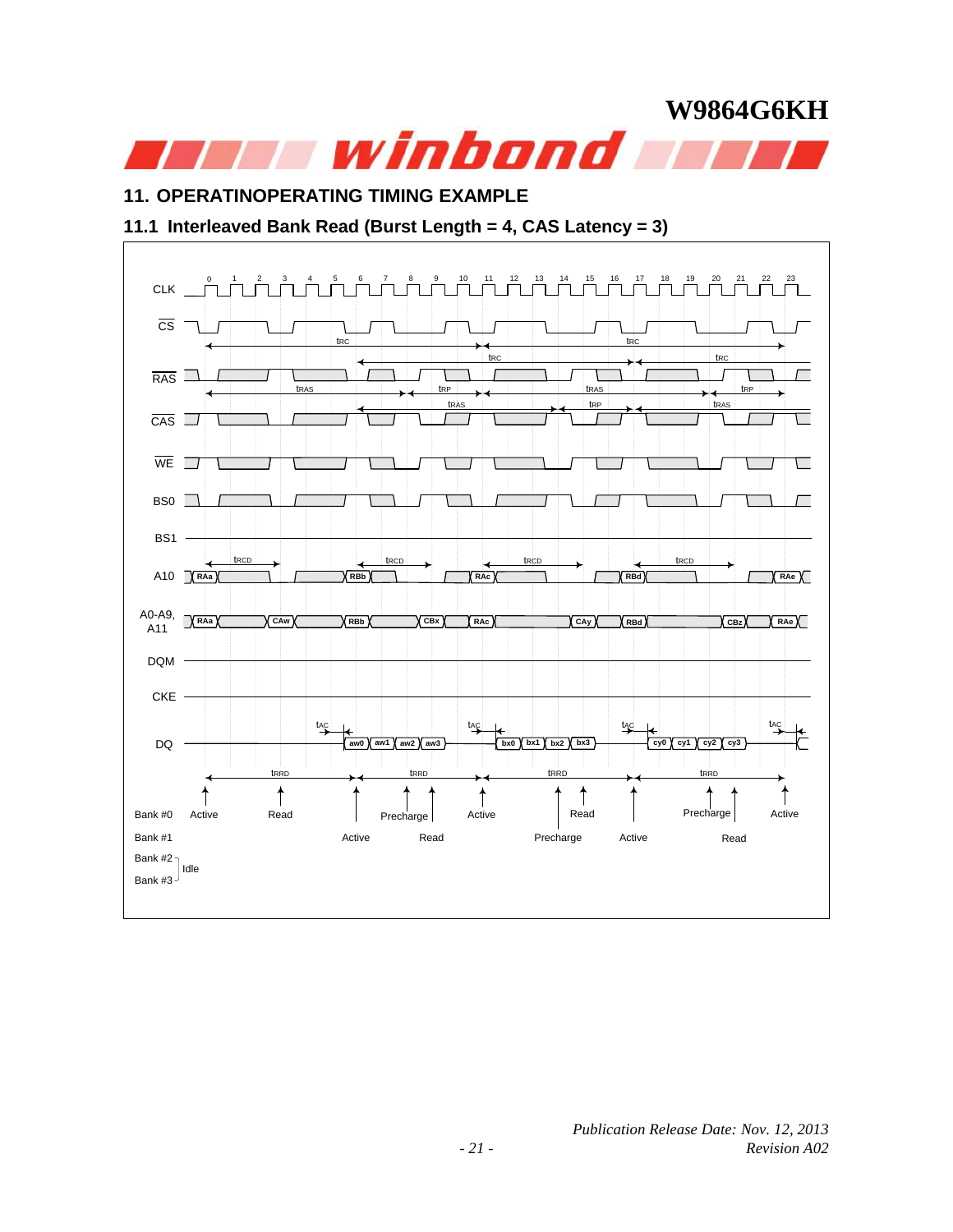# 11. OPERATINOPERATING TIMING EXAMPLE

## 11.1 Interleaved Bank Read (Burst Length = 4, CAS Latency = 3)

CLK 0 1 2 3 4 5 6 7 8 9 10 11 12 13 14 15 16 17 18 19 20 21 22 23

CS

tRC tRC

tRC tRC

RAS

tRAS tRP tRAS tRP

tRAS tRP tRAS

CAS

WE

BS0

BS1

tRCD tRCD tRCD tRCD

A10 RAa RBb RAc RBd RAe

A0-A9, A11 RAa CAw RBb CBx RAc CAy RBd CBz RAe

DQM

CKE

tAC tAC tAC tAC

DQ aw0 aw1 aw2 aw3 bx0 bx1 bx2 bx3 cy0 cy1 cy2 cy3

tRRD tRRD tRRD tRRD

Bank #0: Active, Read, Precharge, Active, Read, Precharge, Active

Bank #1: Active, Read, Precharge, Active, Read

Bank #2, Bank #3: Idle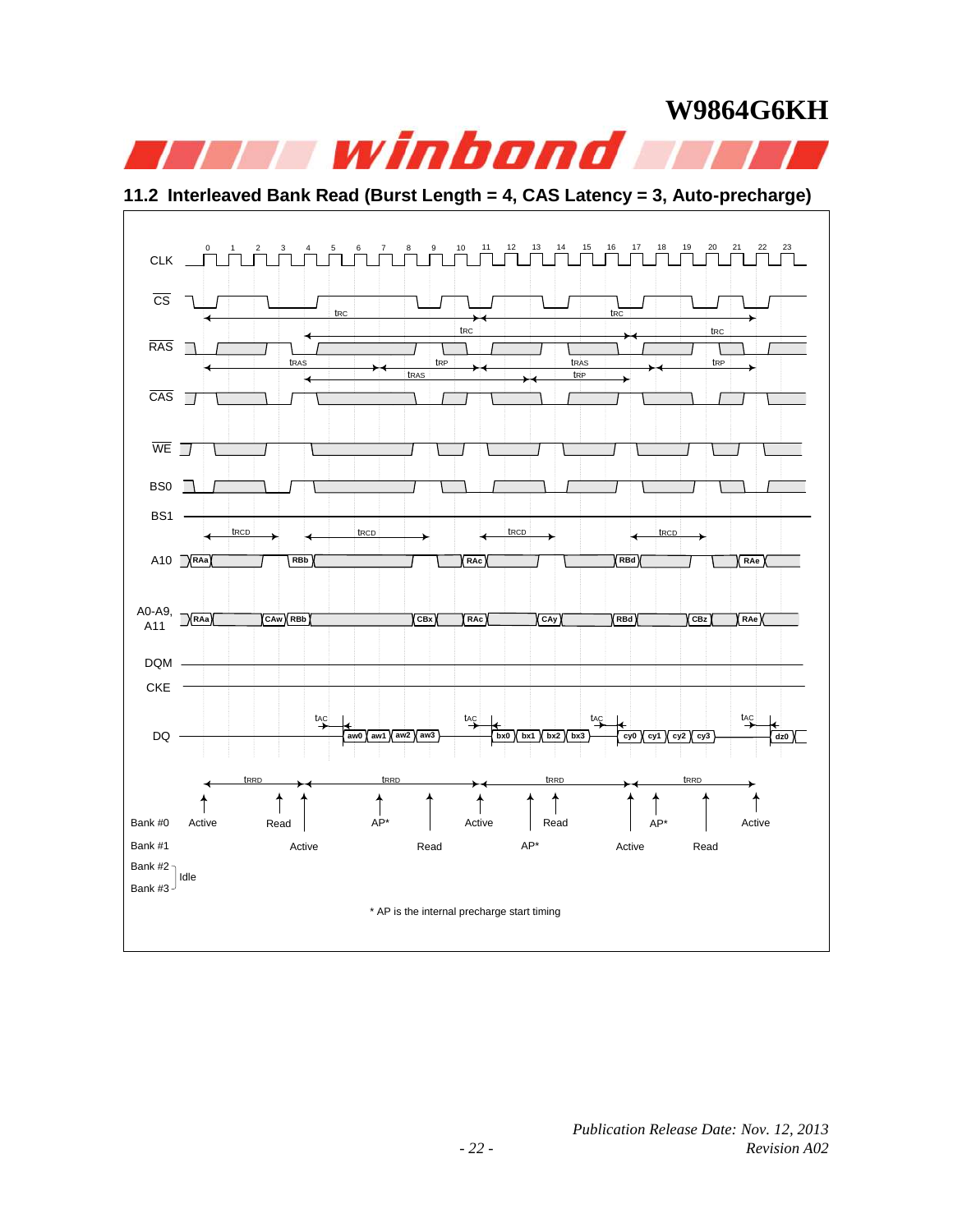## 11.2 Interleaved Bank Read (Burst Length = 4, CAS Latency = 3, Auto-precharge)

CLK 0 1 2 3 4 5 6 7 8 9 10 11 12 13 14 15 16 17 18 19 20 21 22 23

CS — tRC, tRC, tRC, tRC

RAS — tRAS, tRP, tRAS, tRP, tRAS, tRP

CAS

WE

BS0

BS1

tRCD, tRCD, tRCD, tRCD

A10: RAa, RBb, RAc, RBd, RAe

A0-A9, A11: RAa, CAw, RBb, CBx, RAc, CAy, RBd, CBz, RAe

DQM

CKE

DQ: tAC aw0 aw1 aw2 aw3, tAC bx0 bx1 bx2 bx3, tAC cy0 cy1 cy2 cy3, tAC dz0

tRRD, tRRD, tRRD, tRRD

Bank #0: Active, Read, AP*, Active, Read, AP*, Active

Bank #1: Active, Read, AP*, Active, Read

Bank #2, Bank #3: Idle

\* AP is the internal precharge start timing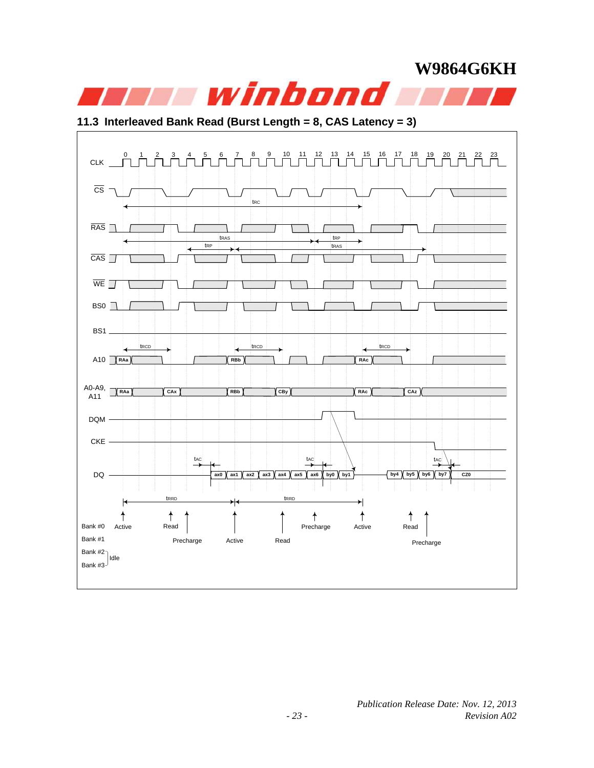## 11.3 Interleaved Bank Read (Burst Length = 8, CAS Latency = 3)

CLK 0 1 2 3 4 5 6 7 8 9 10 11 12 13 14 15 16 17 18 19 20 21 22 23

CS

tRC

RAS

tRAS tRP

tRP tRAS

CAS

WE

BS0

BS1

tRCD tRCD tRCD

A10 RAa RBb RAc

A0-A9, A11 RAa CAx RBb CBy RAc CAz

DQM

CKE

tAC tAC tAC

DQ ax0 ax1 ax2 ax3 ax4 ax5 ax6 by0 by1 by4 by5 by6 by7 CZ0

tRRD tRRD

Bank #0: Active, Read, Precharge, Active, Read

Bank #1: Precharge, Active, Read, Precharge

Bank #2, Bank #3: Idle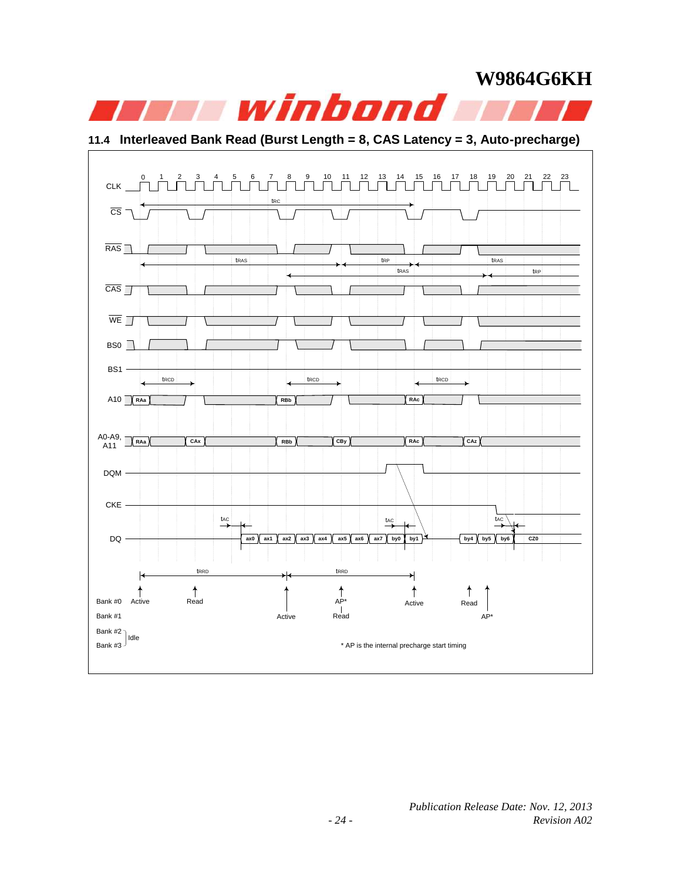## 11.4 Interleaved Bank Read (Burst Length = 8, CAS Latency = 3, Auto-precharge)

CLK 0 1 2 3 4 5 6 7 8 9 10 11 12 13 14 15 16 17 18 19 20 21 22 23

tRC

CS

RAS

tRAS tRP tRAS

tRAS tRP

CAS

WE

BS0

BS1

tRCD tRCD tRCD

A10 RAa RBb RAc

A0-A9, A11 RAa CAx RBb CBy RAc CAz

DQM

CKE

tAC tAC tAC

DQ ax0 ax1 ax2 ax3 ax4 ax5 ax6 ax7 by0 by1 by4 by5 by6 CZ0

tRRD tRRD

Bank #0 Active Read AP* Active Read AP*

Bank #1 Active Read

Bank #2 Idle

Bank #3

\* AP is the internal precharge start timing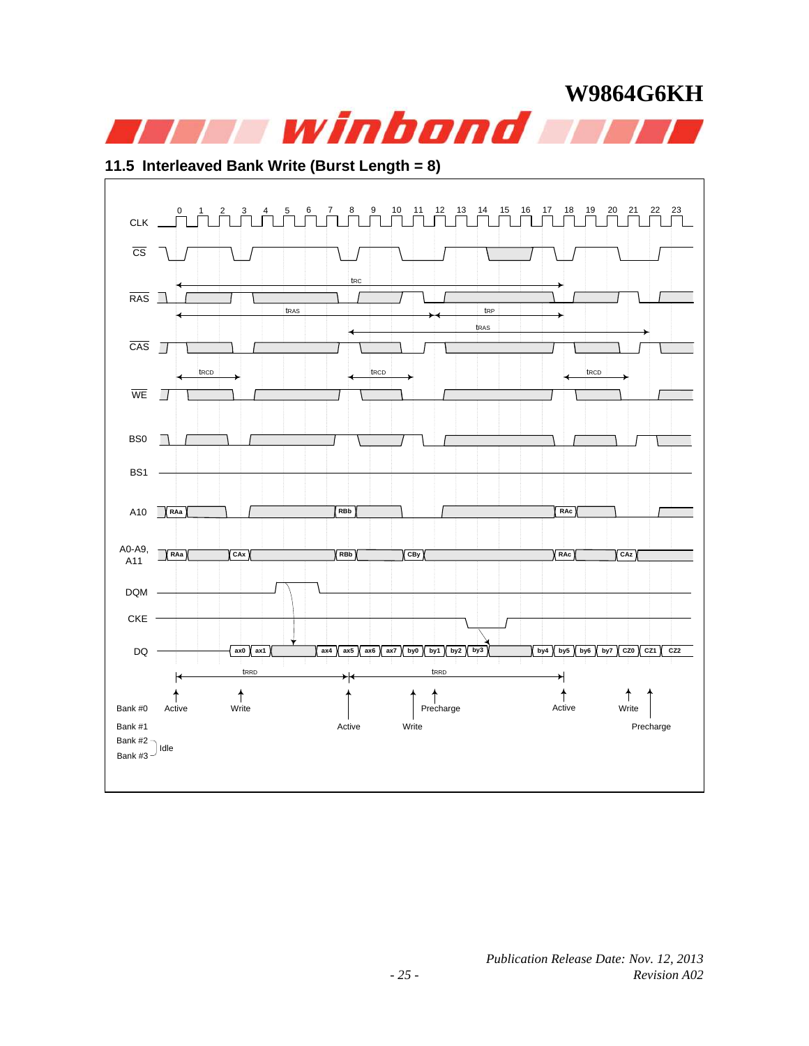## 11.5 Interleaved Bank Write (Burst Length = 8)

CLK 0 1 2 3 4 5 6 7 8 9 10 11 12 13 14 15 16 17 18 19 20 21 22 23

CS

tRC

RAS

tRAS tRP

tRAS

CAS

tRCD tRCD tRCD

WE

BS0

BS1

A10 RAa RBb RAc

A0-A9, A11 RAa CAx RBb CBy RAc CAz

DQM

CKE

DQ ax0 ax1 ax4 ax5 ax6 ax7 by0 by1 by2 by3 by4 by5 by6 by7 CZ0 CZ1 CZ2

tRRD tRRD

Bank #0 Active Write Precharge Active Write

Bank #1 Active Write Precharge

Bank #2
Bank #3 Idle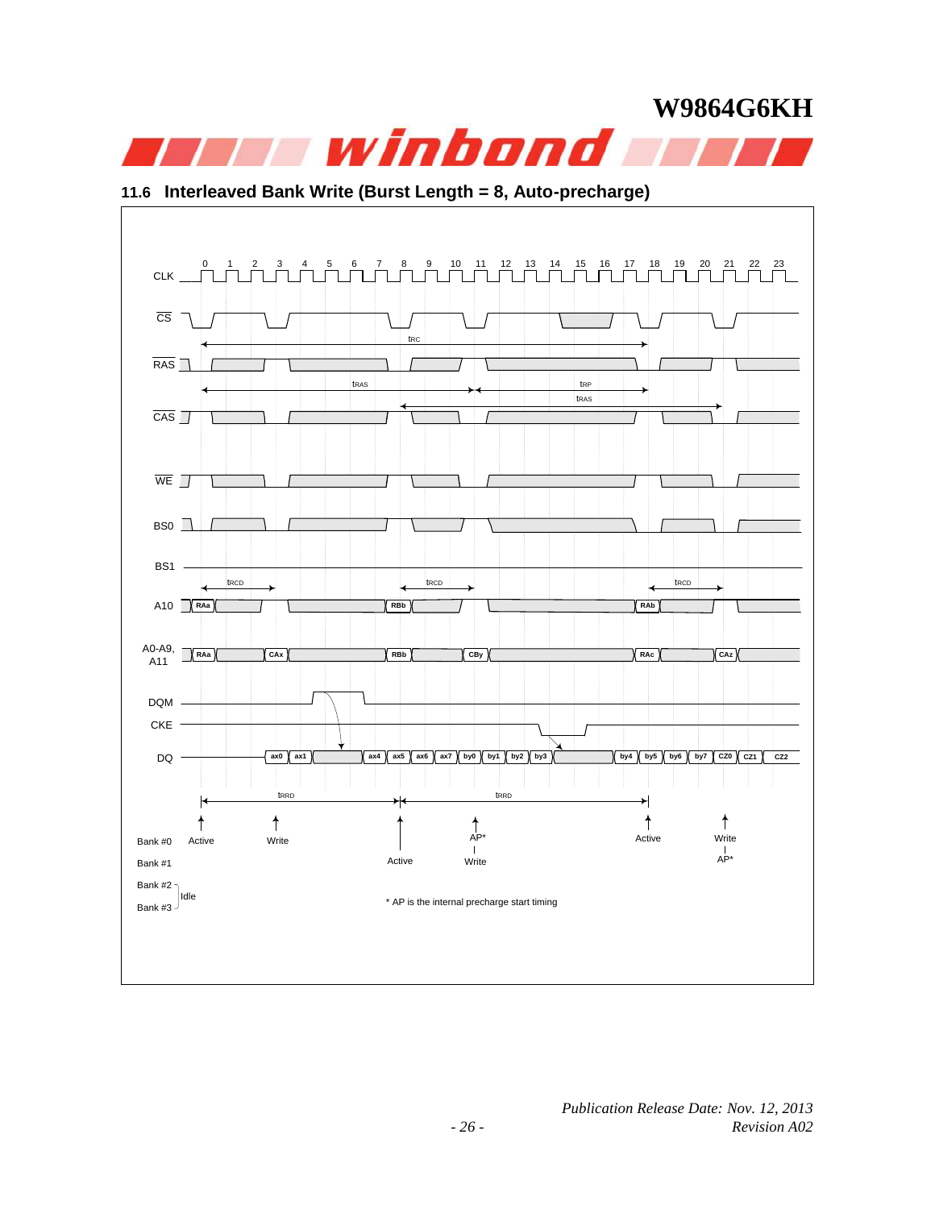## 11.6 Interleaved Bank Write (Burst Length = 8, Auto-precharge)

CLK: 0 1 2 3 4 5 6 7 8 9 10 11 12 13 14 15 16 17 18 19 20 21 22 23

Signals: CS, RAS, CAS, WE, BS0, BS1, A10, A0-A9, A11, DQM, CKE, DQ

Timing: tRC, tRAS, tRP, tRAS, tRCD, tRCD, tRCD, tRRD, tRRD

A10: RAa, RBb, RAb

A0-A9, A11: RAa, CAx, RBb, CBy, RAc, CAz

DQ: ax0, ax1, ax4, ax5, ax6, ax7, by0, by1, by2, by3, by4, by5, by6, by7, CZ0, CZ1, CZ2

Bank #0: Active, Write, AP*, Active, Write AP*

Bank #1: Active, Write

Bank #2, Bank #3: Idle

* AP is the internal precharge start timing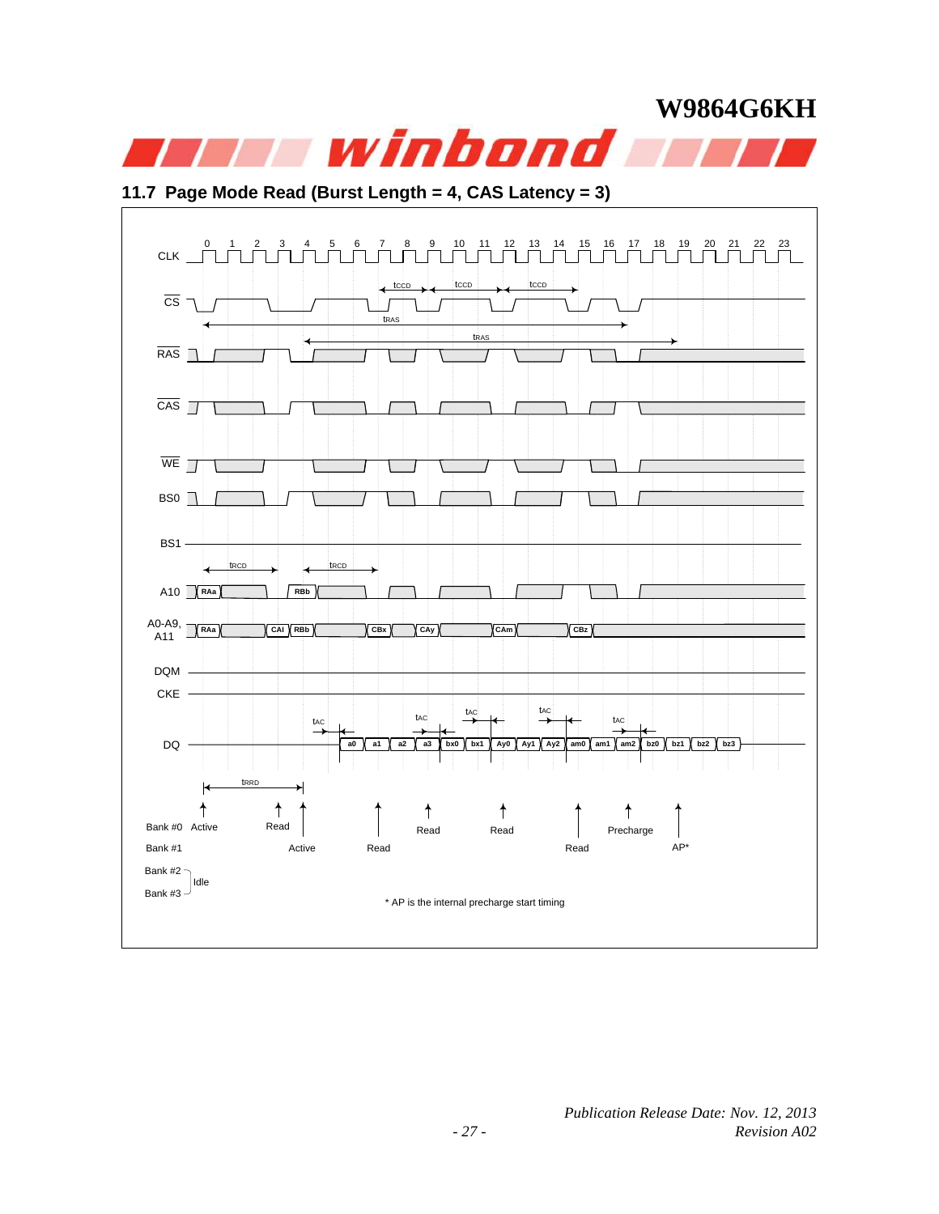## 11.7 Page Mode Read (Burst Length = 4, CAS Latency = 3)

CLK 0 1 2 3 4 5 6 7 8 9 10 11 12 13 14 15 16 17 18 19 20 21 22 23

CS — tCCD, tCCD, tCCD

tRAS

RAS — tRAS

CAS

WE

BS0

BS1

A10 — tRCD, tRCD — RAa, RBb

A0-A9, A11 — RAa, CAI, RBb, CBx, CAy, CAm, CBz

DQM

CKE

DQ — tAC, tAC, tAC, tAC, tAC — a0, a1, a2, a3, bx0, bx1, Ay0, Ay1, Ay2, am0, am1, am2, bz0, bz1, bz2, bz3

tRRD

Bank #0: Active, Read, Read, Read, Precharge

Bank #1: Active, Read, Read, AP*

Bank #2, Bank #3: Idle

\* AP is the internal precharge start timing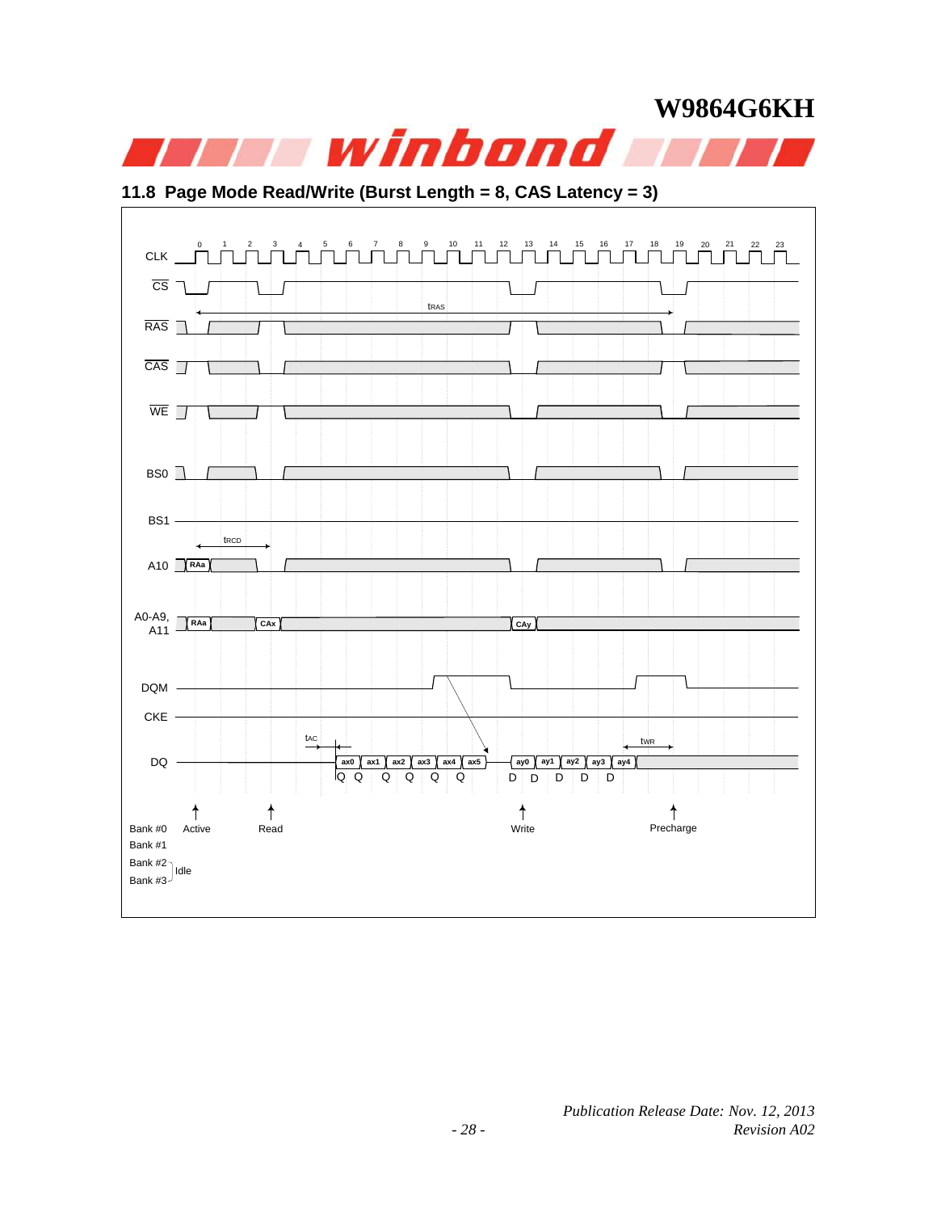## 11.8 Page Mode Read/Write (Burst Length = 8, CAS Latency = 3)

CLK 0 1 2 3 4 5 6 7 8 9 10 11 12 13 14 15 16 17 18 19 20 21 22 23

CS

tRAS

RAS

CAS

WE

BS0

BS1

tRCD

A10 RAa

A0-A9, A11 RAa CAx CAy

DQM

CKE

tAC tWR

DQ ax0 ax1 ax2 ax3 ax4 ax5 ay0 ay1 ay2 ay3 ay4

Q Q Q Q Q Q D D D D D

Bank #0 Active Read Write Precharge

Bank #1

Bank #2 Idle

Bank #3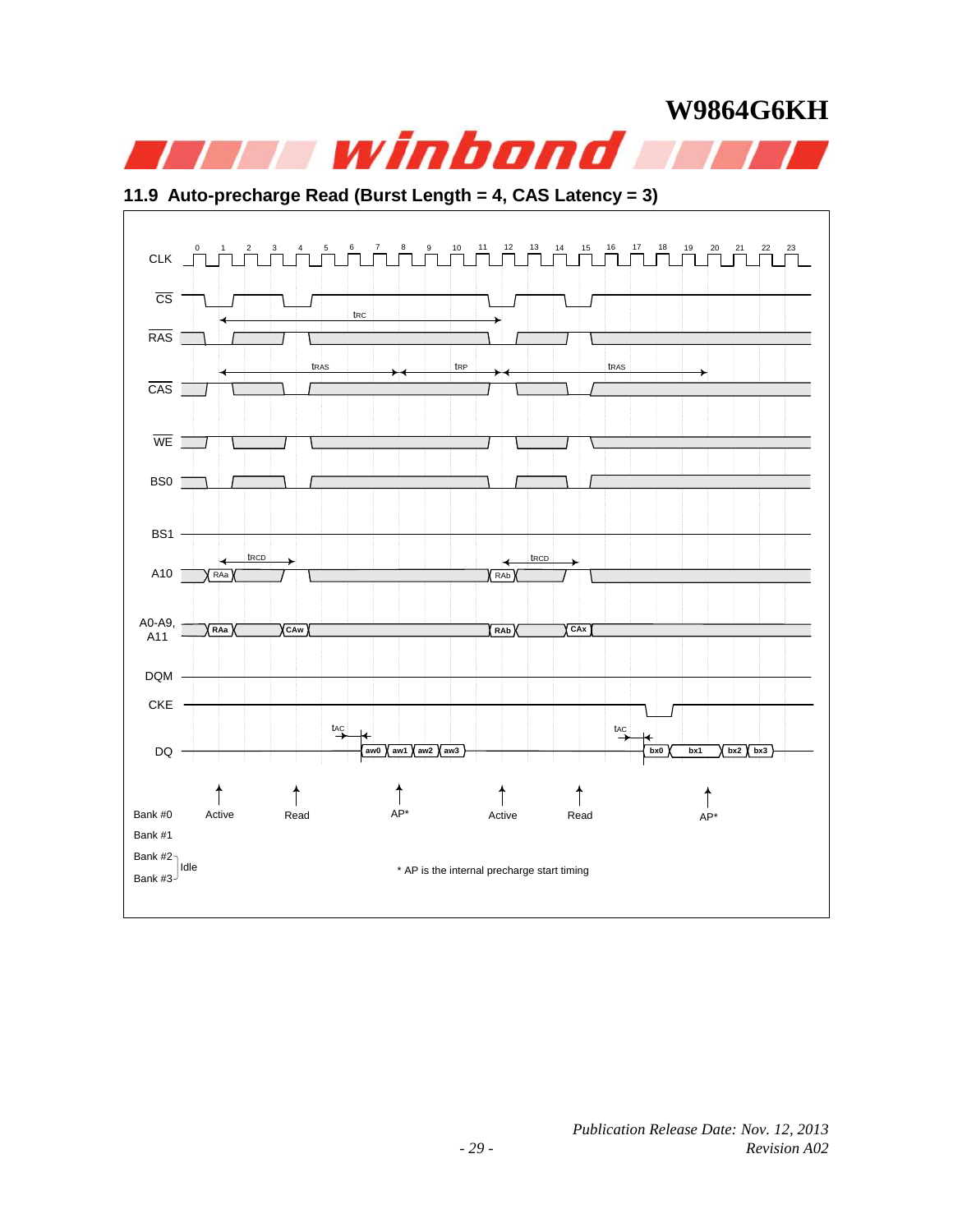## 11.9 Auto-precharge Read (Burst Length = 4, CAS Latency = 3)

CLK 0 1 2 3 4 5 6 7 8 9 10 11 12 13 14 15 16 17 18 19 20 21 22 23

CS

RAS

CAS

WE

BS0

BS1

A10

A0-A9, A11

DQM

CKE

DQ

tRC

tRAS tRP tRAS

tRCD tRCD

RAa RAb

RAa CAw RAb CAx

tAC tAC

aw0 aw1 aw2 aw3

bx0 bx1 bx2 bx3

Bank #0: Active, Read, AP*, Active, Read, AP*

Bank #1

Bank #2, Bank #3: Idle

* AP is the internal precharge start timing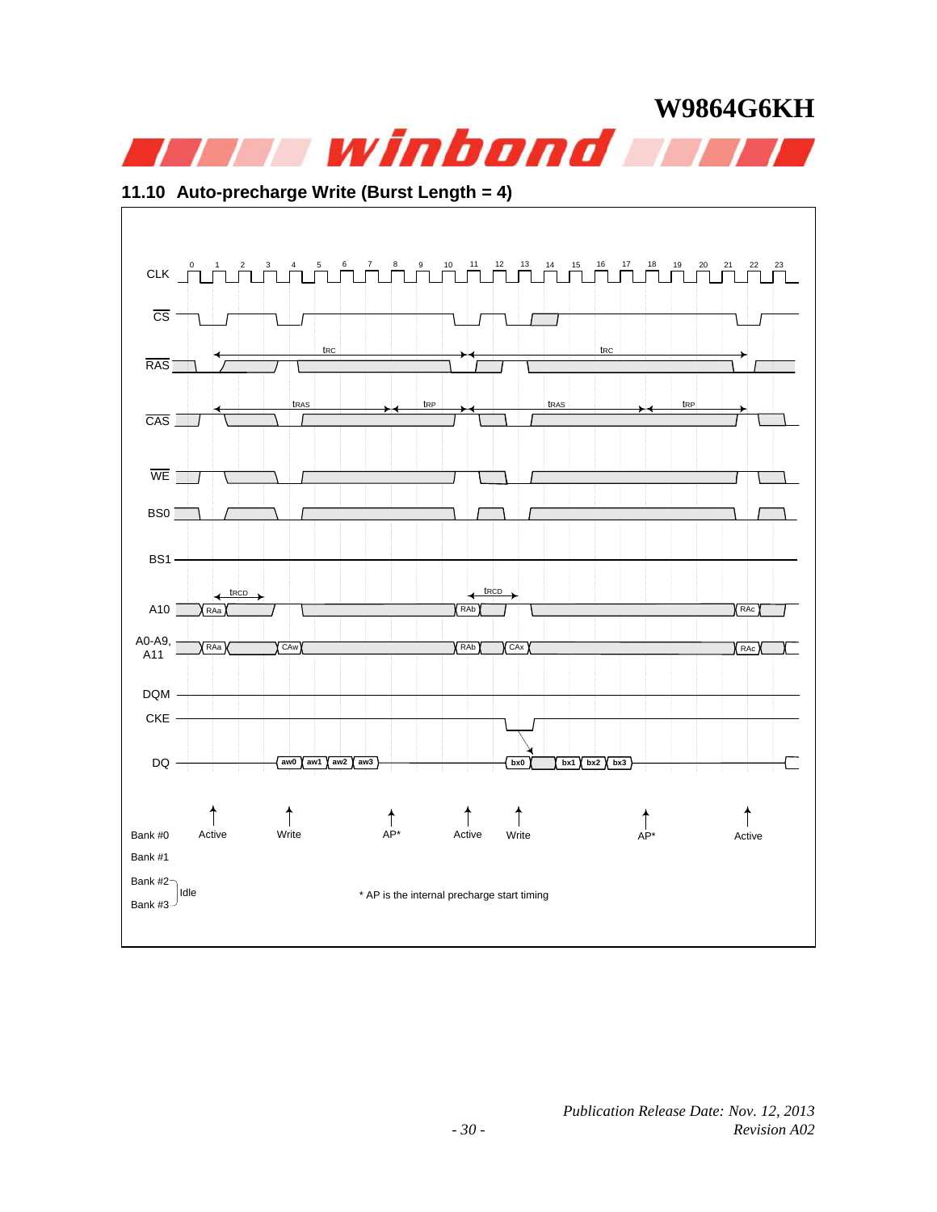## 11.10 Auto-precharge Write (Burst Length = 4)

CLK 0 1 2 3 4 5 6 7 8 9 10 11 12 13 14 15 16 17 18 19 20 21 22 23

CS

RAS — tRC, tRC

CAS — tRAS, tRP, tRAS, tRP

WE

BS0

BS1

A10 — tRCD, tRCD — RAa, RAb, RAc

A0-A9, A11 — RAa, CAw, RAb, CAx, RAc

DQM

CKE

DQ — aw0, aw1, aw2, aw3, bx0, bx1, bx2, bx3

Bank #0 — Active, Write, AP*, Active, Write, AP*, Active

Bank #1

Bank #2 } Idle

Bank #3

\* AP is the internal precharge start timing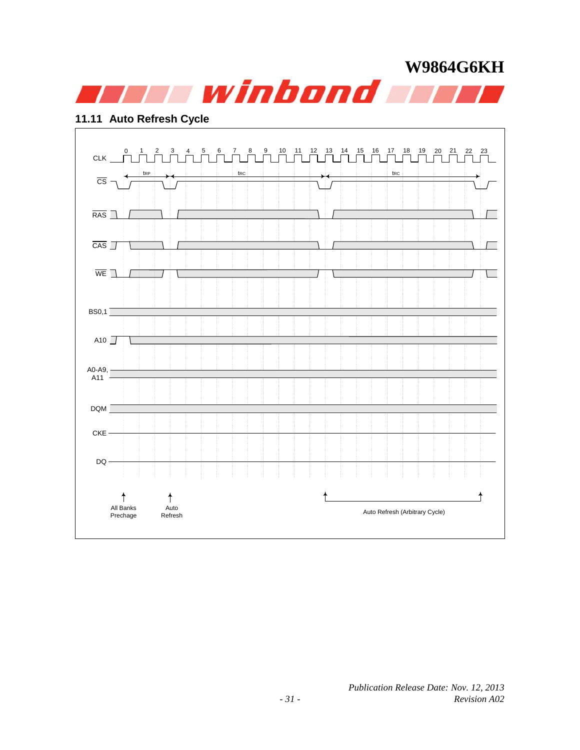## 11.11 Auto Refresh Cycle

CLK 0 1 2 3 4 5 6 7 8 9 10 11 12 13 14 15 16 17 18 19 20 21 22 23

$t_{RP}$ $t_{RC}$ $t_{RC}$

CS

RAS

CAS

WE

BS0,1

A10

A0-A9, A11

DQM

CKE

DQ

All Banks Precharge

Auto Refresh

Auto Refresh (Arbitrary Cycle)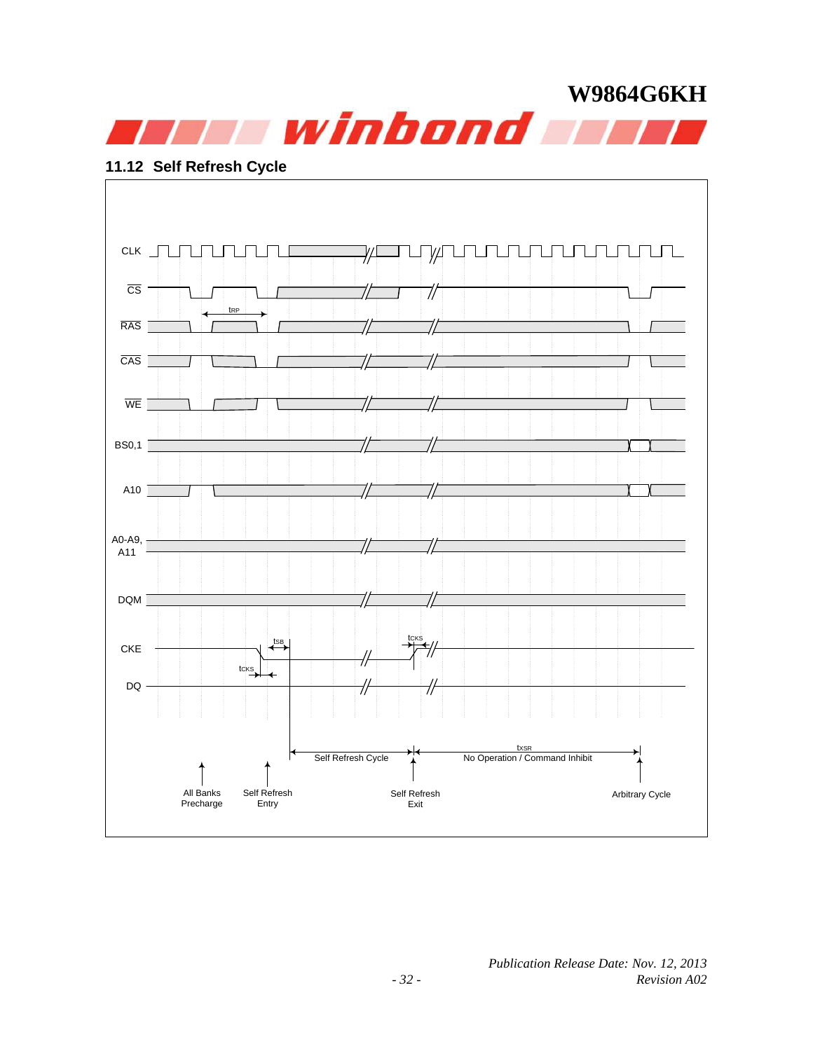## 11.12 Self Refresh Cycle

CLK

CS

RAS

CAS

WE

BS0,1

A10

A0-A9, A11

DQM

CKE

DQ

$t_{RP}$

$t_{SB}$

$t_{CKS}$

$t_{CKS}$

$t_{XSR}$

Self Refresh Cycle

No Operation / Command Inhibit

All Banks Precharge

Self Refresh Entry

Self Refresh Exit

Arbitrary Cycle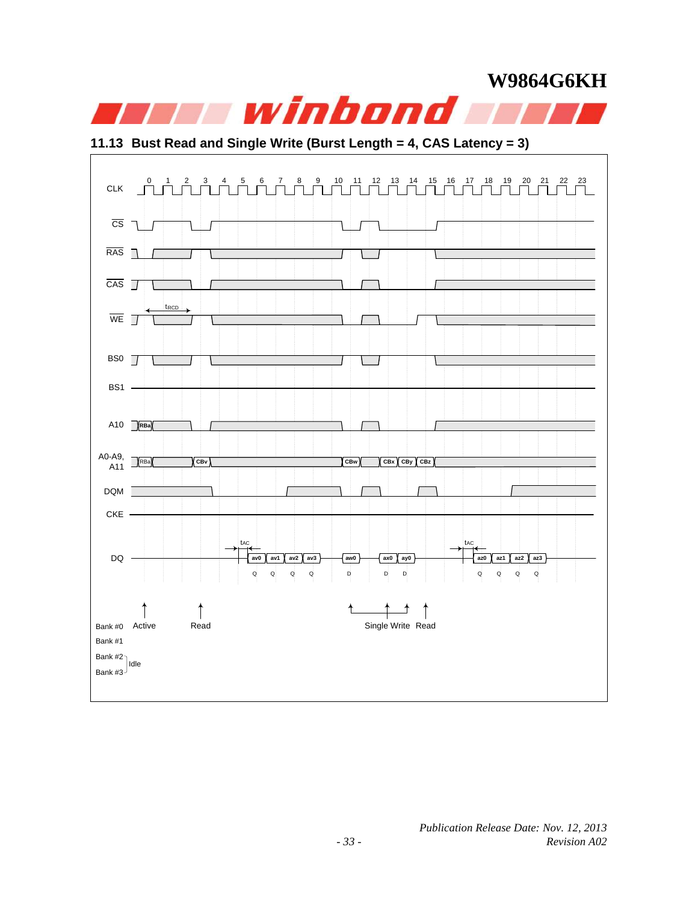## 11.13 Bust Read and Single Write (Burst Length = 4, CAS Latency = 3)

CLK 0 1 2 3 4 5 6 7 8 9 10 11 12 13 14 15 16 17 18 19 20 21 22 23

CS

RAS

CAS

WE $t_{RCD}$

BS0

BS1

A10 RBa

A0-A9, A11 RBa CBv CBw CBx CBy CBz

DQM

CKE

DQ $t_{AC}$ av0 av1 av2 av3 aw0 ax0 ay0 $t_{AC}$ az0 az1 az2 az3

Q Q Q Q D D D Q Q Q Q

Bank #0 Active Read Single Write Read

Bank #1

Bank #2 Idle

Bank #3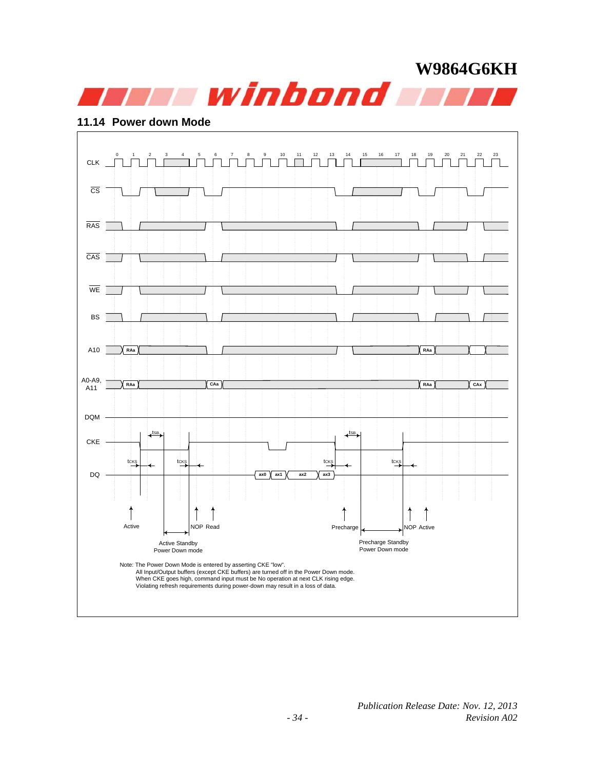## 11.14 Power down Mode

CLK 0 1 2 3 4 5 6 7 8 9 10 11 12 13 14 15 16 17 18 19 20 21 22 23

CS

RAS

CAS

WE

BS

A10 RAa RAa

A0-A9, A11 RAa CAa RAa CAx

DQM

CKE $t_{SB}$ $t_{SB}$

$t_{CKS}$ $t_{CKS}$ $t_{CKS}$ $t_{CKS}$

DQ ax0 ax1 ax2 ax3

Active NOP Read Precharge NOP Active

Active Standby Power Down mode

Precharge Standby Power Down mode

Note: The Power Down Mode is entered by asserting CKE "low".
All Input/Output buffers (except CKE buffers) are turned off in the Power Down mode.
When CKE goes high, command input must be No operation at next CLK rising edge.
Violating refresh requirements during power-down may result in a loss of data.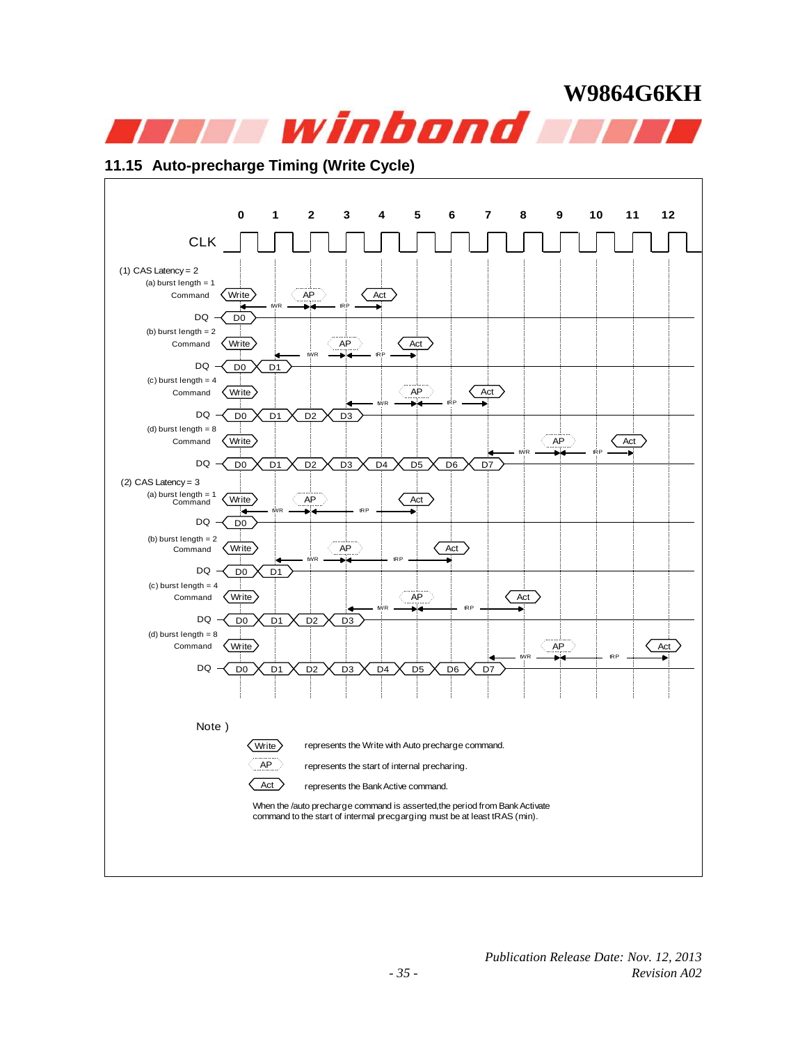## 11.15 Auto-precharge Timing (Write Cycle)

CLK: 0 1 2 3 4 5 6 7 8 9 10 11 12

(1) CAS Latency = 2

(a) burst length = 1
Command: Write (0), AP (2), Act (4); tWR, tRP
DQ: D0

(b) burst length = 2
Command: Write (0), AP (3), Act (5); tWR, tRP
DQ: D0 D1

(c) burst length = 4
Command: Write (0), AP (5), Act (7); tWR, tRP
DQ: D0 D1 D2 D3

(d) burst length = 8
Command: Write (0), AP (9), Act (11); tWR, tRP
DQ: D0 D1 D2 D3 D4 D5 D6 D7

(2) CAS Latency = 3

(a) burst length = 1
Command: Write (0), AP (2), Act (5); tWR, tRP
DQ: D0

(b) burst length = 2
Command: Write (0), AP (3), Act (6); tWR, tRP
DQ: D0 D1

(c) burst length = 4
Command: Write (0), AP (5), Act (8); tWR, tRP
DQ: D0 D1 D2 D3

(d) burst length = 8
Command: Write (0), AP (9), Act (12); tWR, tRP
DQ: D0 D1 D2 D3 D4 D5 D6 D7

Note )

| | |
|---|---|
| Write | represents the Write with Auto precharge command. |
| AP | represents the start of internal precharing. |
| Act | represents the Bank Active command. |

When the /auto precharge command is asserted,the period from Bank Activate command to the start of intermal precgarging must be at least tRAS (min).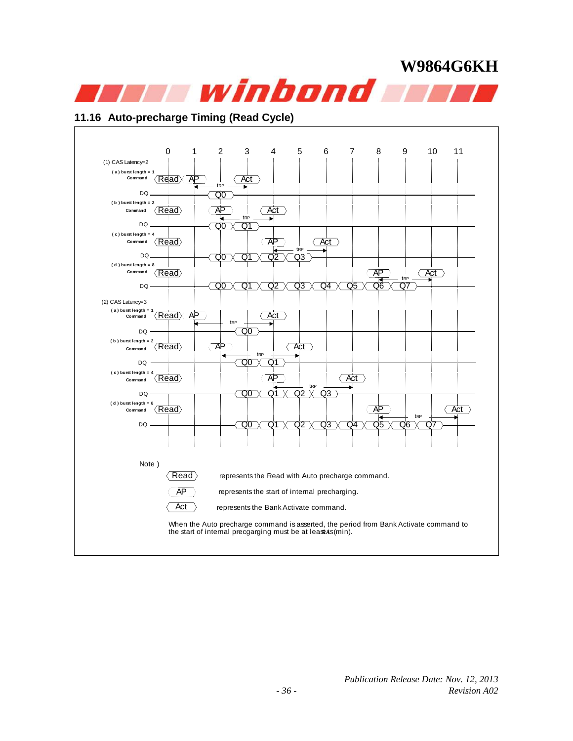## 11.16 Auto-precharge Timing (Read Cycle)

0 1 2 3 4 5 6 7 8 9 10 11

(1) CAS Latency=2

( a ) burst length = 1
Command: Read (0), AP (1), Act (3); $t_{RP}$
DQ: Q0 (2)

( b ) burst length = 2
Command: Read (0), AP (2), Act (4); $t_{RP}$
DQ: Q0 (2), Q1 (3)

( c ) burst length = 4
Command: Read (0), AP (4), Act (6); $t_{RP}$
DQ: Q0 (2), Q1 (3), Q2 (4), Q3 (5)

( d ) burst length = 8
Command: Read (0), AP (8), Act (10); $t_{RP}$
DQ: Q0 (2), Q1 (3), Q2 (4), Q3 (5), Q4 (6), Q5 (7), Q6 (8), Q7 (9)

(2) CAS Latency=3

( a ) burst length = 1
Command: Read (0), AP (1), Act (4); $t_{RP}$
DQ: Q0 (3)

( b ) burst length = 2
Command: Read (0), AP (2), Act (5); $t_{RP}$
DQ: Q0 (3), Q1 (4)

( c ) burst length = 4
Command: Read (0), AP (4), Act (7); $t_{RP}$
DQ: Q0 (3), Q1 (4), Q2 (5), Q3 (6)

( d ) burst length = 8
Command: Read (0), AP (8), Act (11); $t_{RP}$
DQ: Q0 (3), Q1 (4), Q2 (5), Q3 (6), Q4 (7), Q5 (8), Q6 (9), Q7 (10)

Note )

Read — represents the Read with Auto precharge command.

AP — represents the start of internal precharging.

Act — represents the Bank Activate command.

When the Auto precharge command is asserted, the period from Bank Activate command to the start of internal precgarging must be at least $t_{RAS}$(min).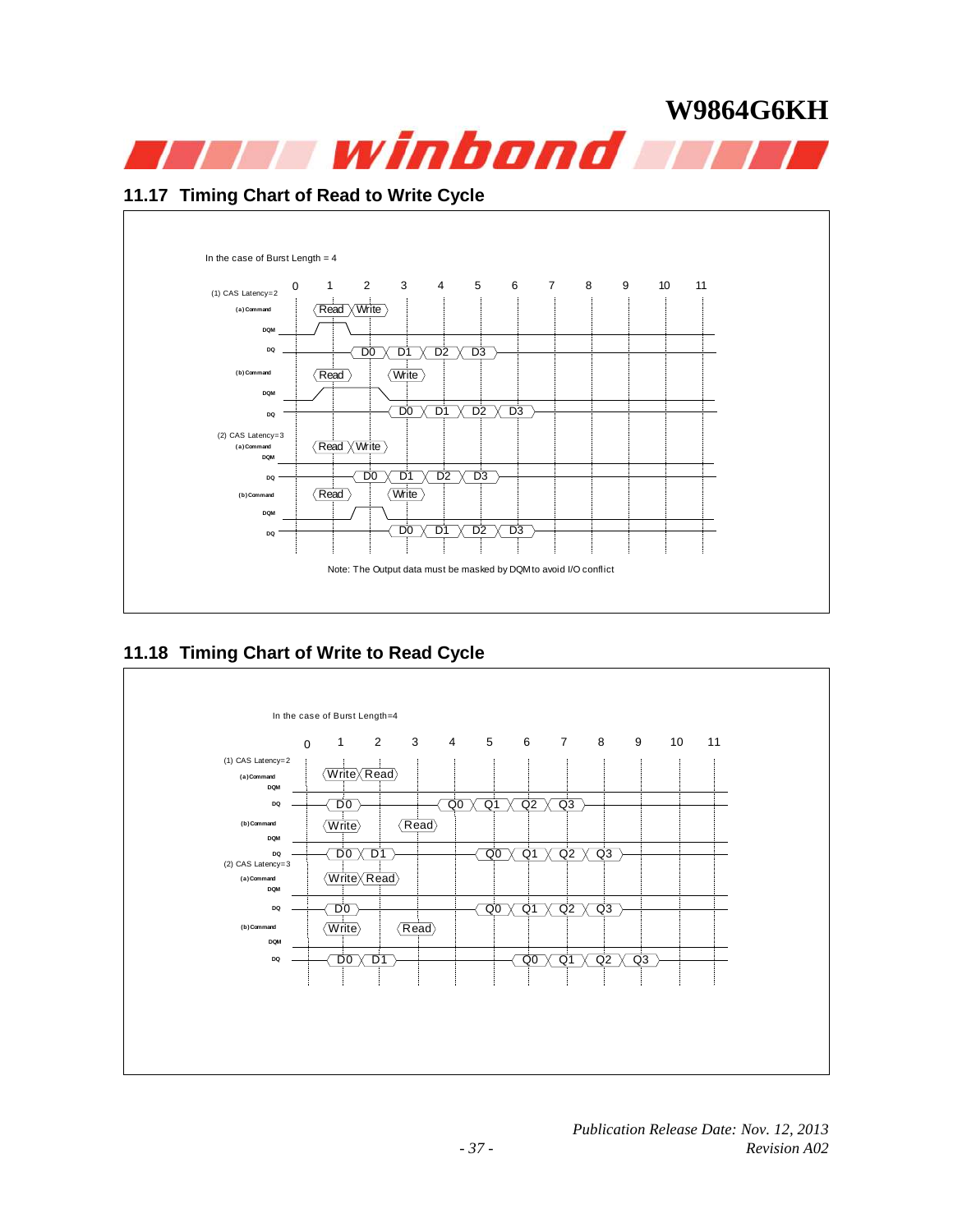## 11.17 Timing Chart of Read to Write Cycle

In the case of Burst Length = 4

(1) CAS Latency=2

(a) Command: Read (cycle 1), Write (cycle 2)
DQM
DQ: D0, D1, D2, D3

(b) Command: Read (cycle 1), Write (cycle 3)
DQM
DQ: D0, D1, D2, D3

(2) CAS Latency=3

(a) Command: Read (cycle 1), Write (cycle 2)
DQM
DQ: D0, D1, D2, D3

(b) Command: Read (cycle 1), Write (cycle 3)
DQM
DQ: D0, D1, D2, D3

Note: The Output data must be masked by DQM to avoid I/O conflict

## 11.18 Timing Chart of Write to Read Cycle

In the case of Burst Length=4

(1) CAS Latency=2

(a) Command: Write (cycle 1), Read (cycle 2)
DQM
DQ: D0, Q0, Q1, Q2, Q3

(b) Command: Write (cycle 1), Read (cycle 3)
DQM
DQ: D0, D1, Q0, Q1, Q2, Q3

(2) CAS Latency=3

(a) Command: Write (cycle 1), Read (cycle 2)
DQM
DQ: D0, Q0, Q1, Q2, Q3

(b) Command: Write (cycle 1), Read (cycle 3)
DQM
DQ: D0, D1, Q0, Q1, Q2, Q3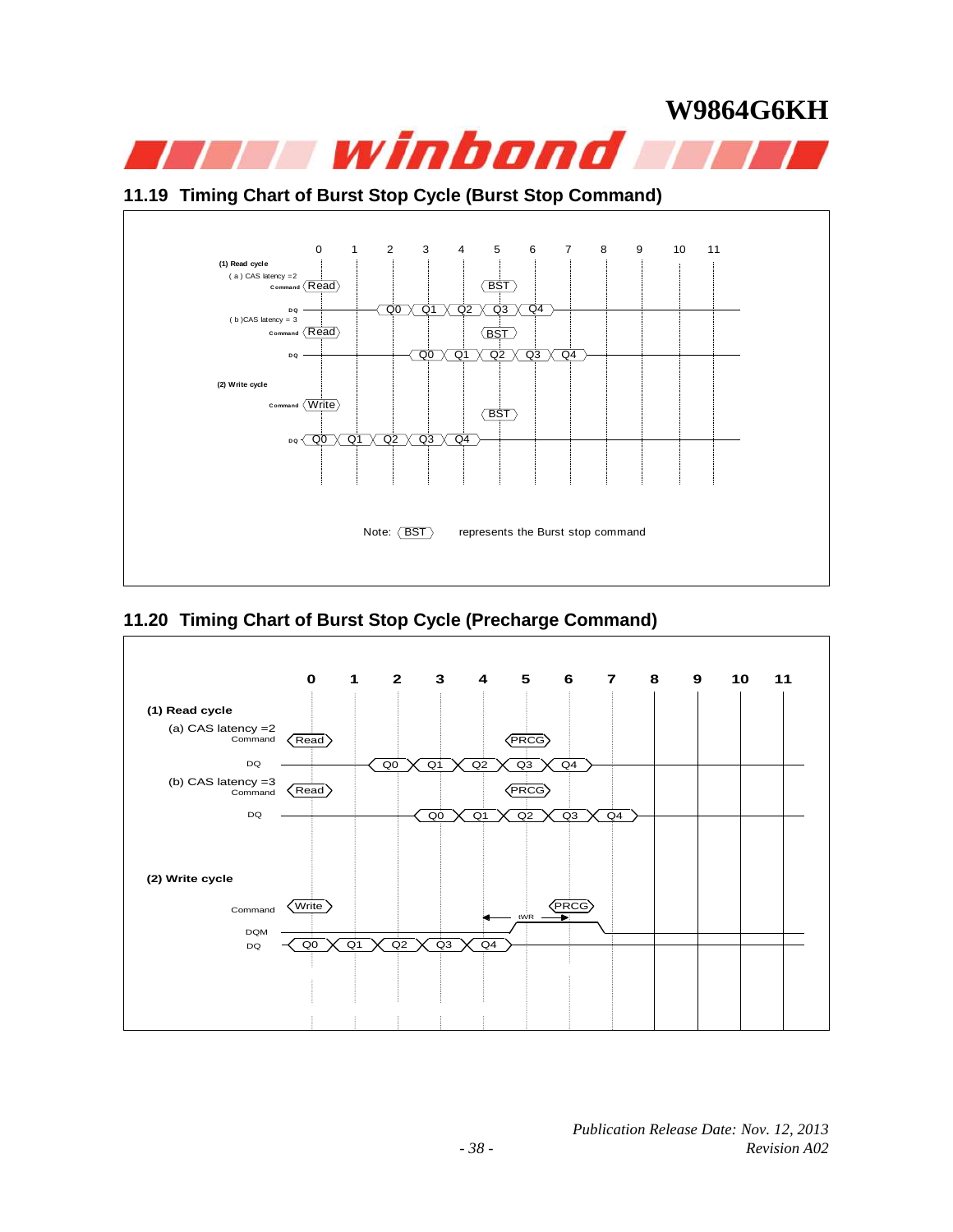## 11.19 Timing Chart of Burst Stop Cycle (Burst Stop Command)

(1) Read cycle

( a ) CAS latency =2

Command: Read (clock 0), BST (clock 5)

DQ: Q0 Q1 Q2 Q3 Q4

( b )CAS latency = 3

Command: Read (clock 0), BST (clock 5)

DQ: Q0 Q1 Q2 Q3 Q4

(2) Write cycle

Command: Write (clock 0), BST (clock 5)

DQ: Q0 Q1 Q2 Q3 Q4

Note: BST represents the Burst stop command

## 11.20 Timing Chart of Burst Stop Cycle (Precharge Command)

(1) Read cycle

(a) CAS latency =2

Command: Read (clock 0), PRCG (clock 5)

DQ: Q0 Q1 Q2 Q3 Q4

(b) CAS latency =3

Command: Read (clock 0), PRCG (clock 5)

DQ: Q0 Q1 Q2 Q3 Q4

(2) Write cycle

Command: Write (clock 0), PRCG (clock 6)

tWR

DQM

DQ: Q0 Q1 Q2 Q3 Q4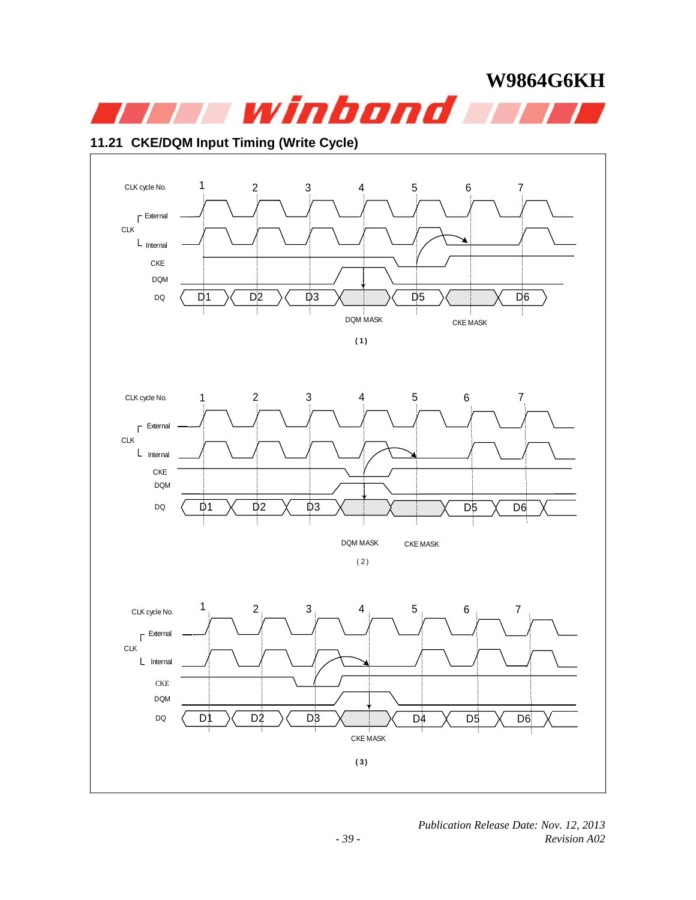## 11.21 CKE/DQM Input Timing (Write Cycle)

CLK cycle No. 1 2 3 4 5 6 7

External CLK
Internal CLK
CKE
DQM
DQ D1 D2 D3 D5 D6

DQM MASK CKE MASK

(1)

CLK cycle No. 1 2 3 4 5 6 7

External CLK
Internal CLK
CKE
DQM
DQ D1 D2 D3 D5 D6

DQM MASK CKE MASK

(2)

CLK cycle No. 1 2 3 4 5 6 7

External CLK
Internal CLK
CKE
DQM
DQ D1 D2 D3 D4 D5 D6

CKE MASK

(3)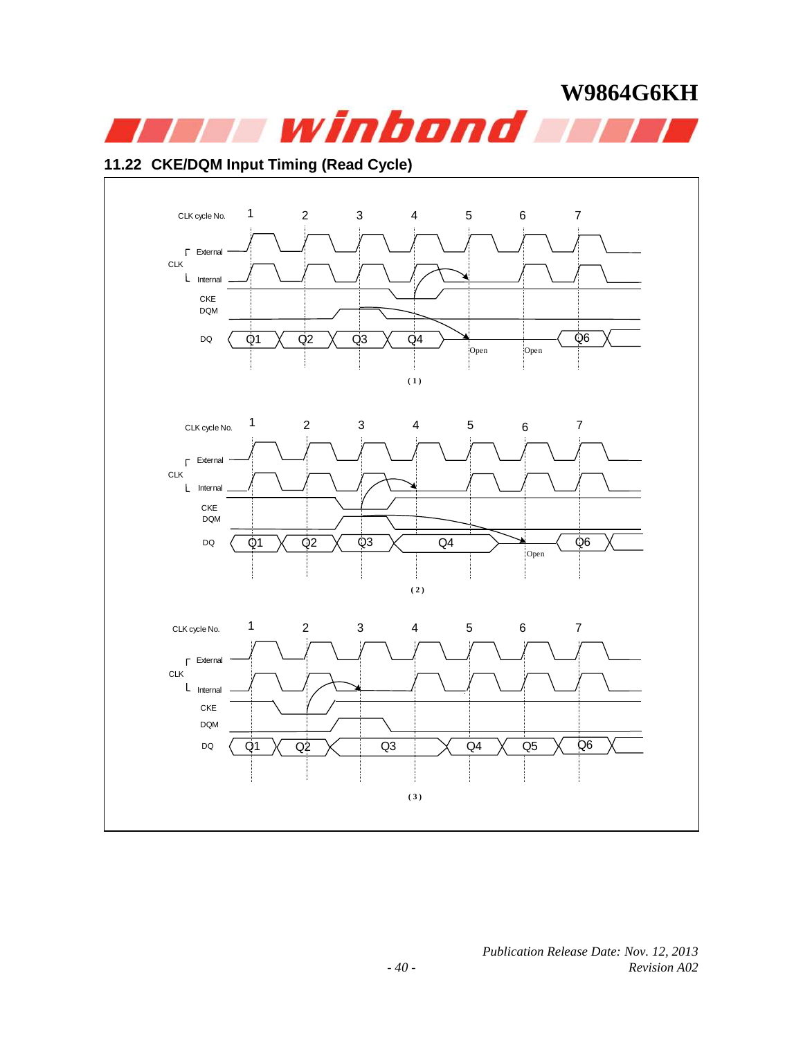## 11.22 CKE/DQM Input Timing (Read Cycle)

CLK cycle No. 1 2 3 4 5 6 7

External CLK Internal

CKE

DQM

DQ Q1 Q2 Q3 Q4 Open Open Q6

( 1 )

CLK cycle No. 1 2 3 4 5 6 7

External CLK Internal

CKE

DQM

DQ Q1 Q2 Q3 Q4 Open Q6

( 2 )

CLK cycle No. 1 2 3 4 5 6 7

External CLK Internal

CKE

DQM

DQ Q1 Q2 Q3 Q4 Q5 Q6

( 3 )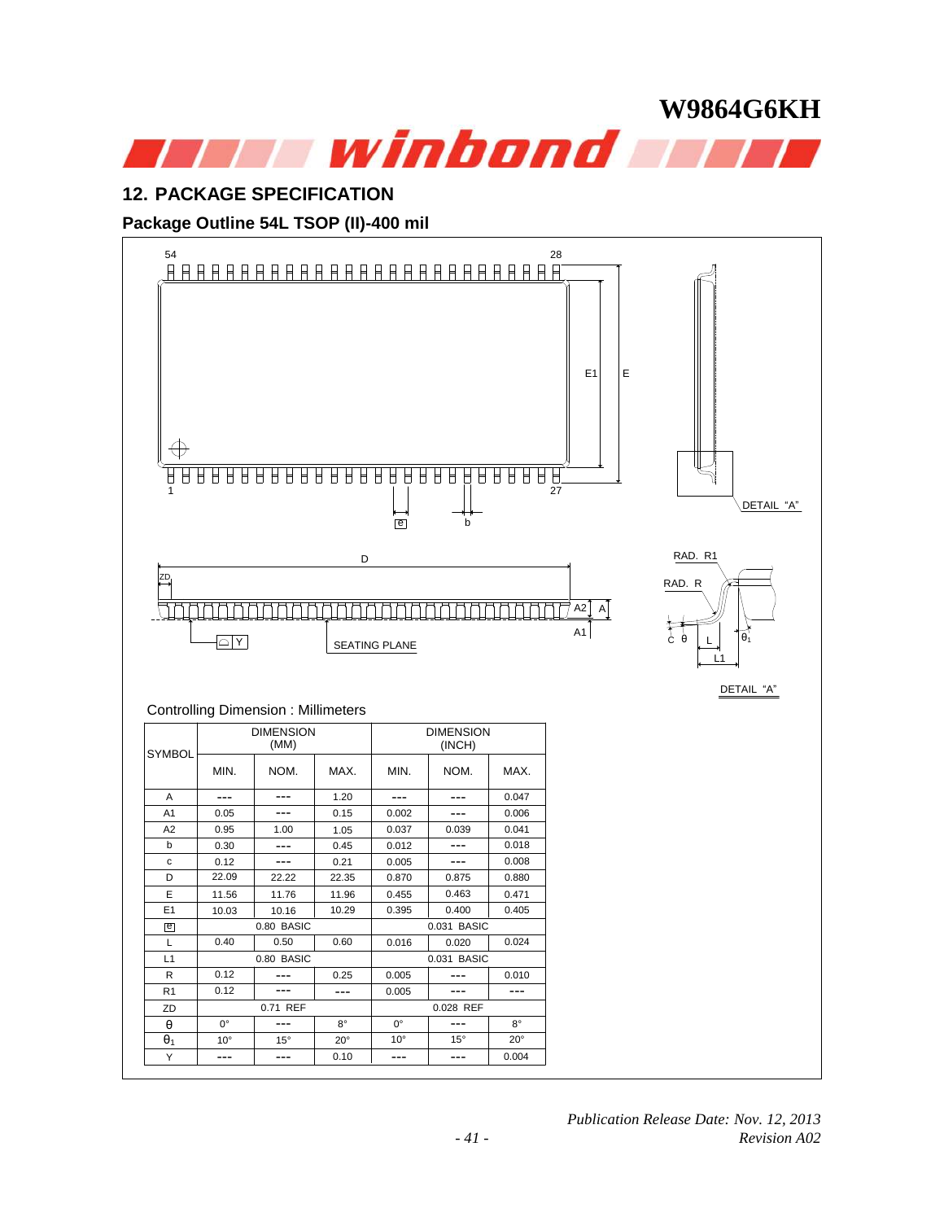## 12. PACKAGE SPECIFICATION

### Package Outline 54L TSOP (II)-400 mil

Controlling Dimension : Millimeters

| SYMBOL | DIMENSION (MM) | | | DIMENSION (INCH) | | |
|---|---|---|---|---|---|---|
| | MIN. | NOM. | MAX. | MIN. | NOM. | MAX. |
| A | --- | --- | 1.20 | --- | --- | 0.047 |
| A1 | 0.05 | --- | 0.15 | 0.002 | --- | 0.006 |
| A2 | 0.95 | 1.00 | 1.05 | 0.037 | 0.039 | 0.041 |
| b | 0.30 | --- | 0.45 | 0.012 | --- | 0.018 |
| c | 0.12 | --- | 0.21 | 0.005 | --- | 0.008 |
| D | 22.09 | 22.22 | 22.35 | 0.870 | 0.875 | 0.880 |
| E | 11.56 | 11.76 | 11.96 | 0.455 | 0.463 | 0.471 |
| E1 | 10.03 | 10.16 | 10.29 | 0.395 | 0.400 | 0.405 |
| e | 0.80 BASIC | | | 0.031 BASIC | | |
| L | 0.40 | 0.50 | 0.60 | 0.016 | 0.020 | 0.024 |
| L1 | 0.80 BASIC | | | 0.031 BASIC | | |
| R | 0.12 | --- | 0.25 | 0.005 | --- | 0.010 |
| R1 | 0.12 | --- | --- | 0.005 | --- | --- |
| ZD | 0.71 REF | | | 0.028 REF | | |
| $\theta$ | 0° | --- | 8° | 0° | --- | 8° |
| $\theta_1$ | 10° | 15° | 20° | 10° | 15° | 20° |
| Y | --- | --- | 0.10 | --- | --- | 0.004 |

*Publication Release Date: Nov. 12, 2013*
*Revision A02*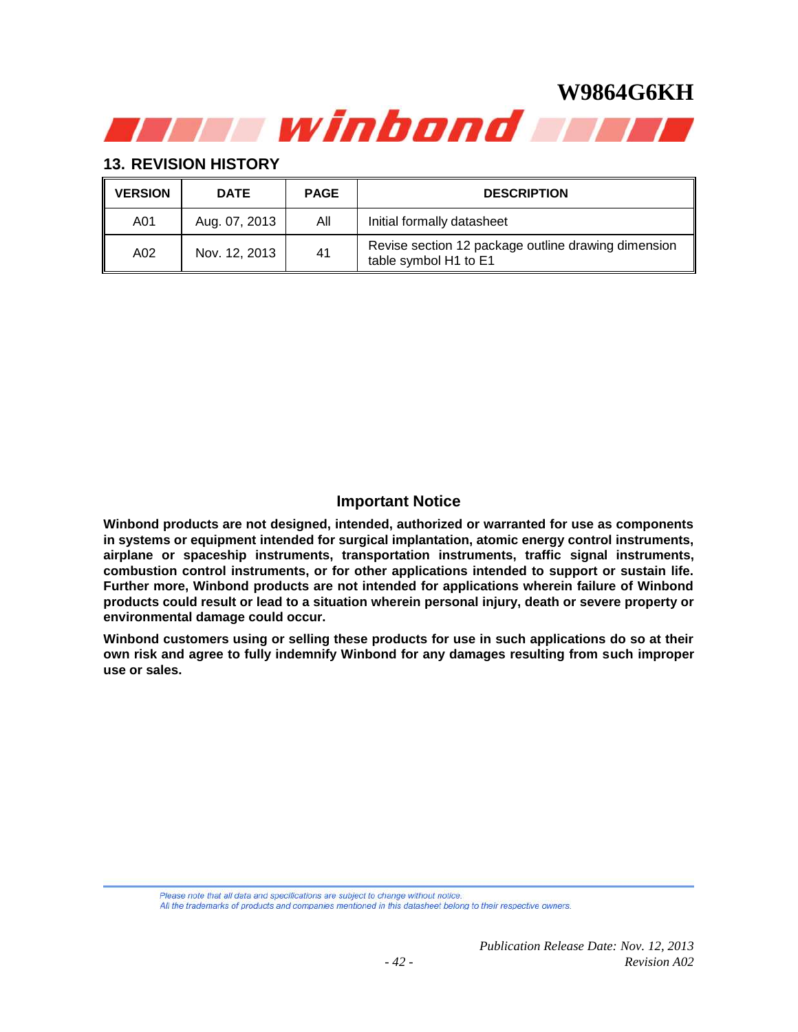## 13. REVISION HISTORY

| VERSION | DATE | PAGE | DESCRIPTION |
|---|---|---|---|
| A01 | Aug. 07, 2013 | All | Initial formally datasheet |
| A02 | Nov. 12, 2013 | 41 | Revise section 12 package outline drawing dimension table symbol H1 to E1 |

### Important Notice

**Winbond products are not designed, intended, authorized or warranted for use as components in systems or equipment intended for surgical implantation, atomic energy control instruments, airplane or spaceship instruments, transportation instruments, traffic signal instruments, combustion control instruments, or for other applications intended to support or sustain life. Further more, Winbond products are not intended for applications wherein failure of Winbond products could result or lead to a situation wherein personal injury, death or severe property or environmental damage could occur.**

**Winbond customers using or selling these products for use in such applications do so at their own risk and agree to fully indemnify Winbond for any damages resulting from such improper use or sales.**

*Please note that all data and specifications are subject to change without notice.*
*All the trademarks of products and companies mentioned in this datasheet belong to their respective owners.*